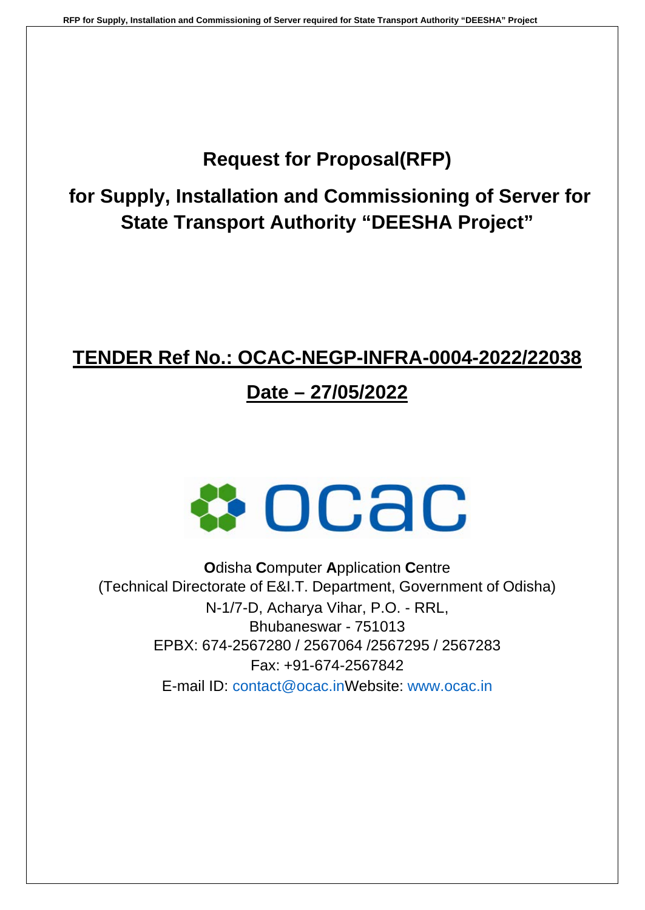# Request for Proposal(RFP)

# for Supply, Installation and Commissioning of Server for State Transport Authority "DEESHA Project"

## TENDER Ref No.: OCAC-NEGP-INFRA-0004-2022/22038

## Date – 27/05/2022

**O**disha **C**omputer **A**pplication **C**entre
(Technical Directorate of E&I.T. Department, Government of Odisha)
N-1/7-D, Acharya Vihar, P.O. - RRL,
Bhubaneswar - 751013
EPBX: 674-2567280 / 2567064 /2567295 / 2567283
Fax: +91-674-2567842
E-mail ID: contact@ocac.in Website: www.ocac.in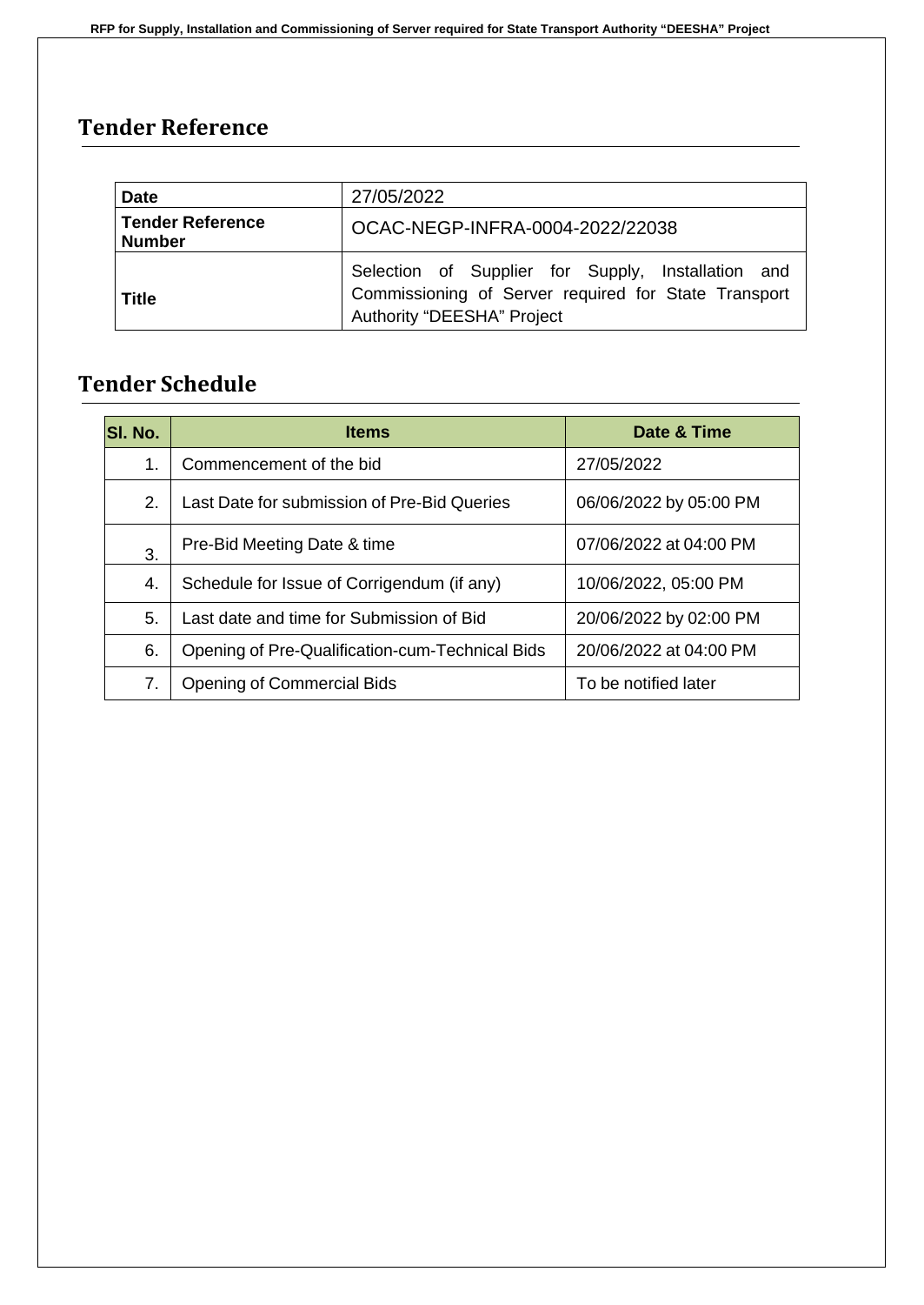## Tender Reference

| Date | 27/05/2022 |
|---|---|
| **Tender Reference Number** | OCAC-NEGP-INFRA-0004-2022/22038 |
| **Title** | Selection of Supplier for Supply, Installation and Commissioning of Server required for State Transport Authority “DEESHA” Project |

## Tender Schedule

| Sl. No. | Items | Date & Time |
|---|---|---|
| 1. | Commencement of the bid | 27/05/2022 |
| 2. | Last Date for submission of Pre-Bid Queries | 06/06/2022 by 05:00 PM |
| 3. | Pre-Bid Meeting Date & time | 07/06/2022 at 04:00 PM |
| 4. | Schedule for Issue of Corrigendum (if any) | 10/06/2022, 05:00 PM |
| 5. | Last date and time for Submission of Bid | 20/06/2022 by 02:00 PM |
| 6. | Opening of Pre-Qualification-cum-Technical Bids | 20/06/2022 at 04:00 PM |
| 7. | Opening of Commercial Bids | To be notified later |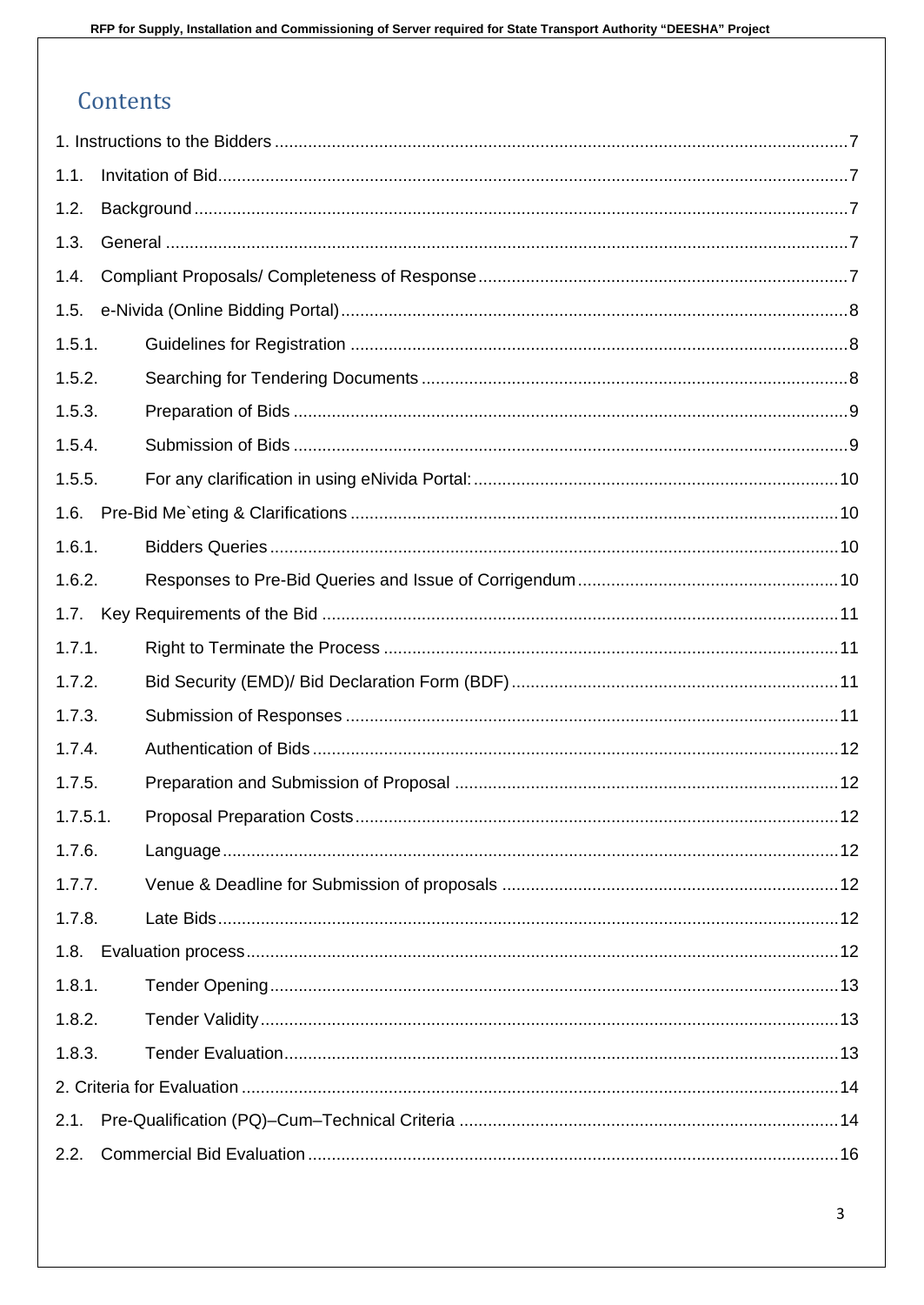# Contents

1. Instructions to the Bidders ....... 7
1.1. Invitation of Bid ....... 7
1.2. Background ....... 7
1.3. General ....... 7
1.4. Compliant Proposals/ Completeness of Response ....... 7
1.5. e-Nivida (Online Bidding Portal) ....... 8
1.5.1. Guidelines for Registration ....... 8
1.5.2. Searching for Tendering Documents ....... 8
1.5.3. Preparation of Bids ....... 9
1.5.4. Submission of Bids ....... 9
1.5.5. For any clarification in using eNivida Portal: ....... 10
1.6. Pre-Bid Me`eting & Clarifications ....... 10
1.6.1. Bidders Queries ....... 10
1.6.2. Responses to Pre-Bid Queries and Issue of Corrigendum ....... 10
1.7. Key Requirements of the Bid ....... 11
1.7.1. Right to Terminate the Process ....... 11
1.7.2. Bid Security (EMD)/ Bid Declaration Form (BDF) ....... 11
1.7.3. Submission of Responses ....... 11
1.7.4. Authentication of Bids ....... 12
1.7.5. Preparation and Submission of Proposal ....... 12
1.7.5.1. Proposal Preparation Costs ....... 12
1.7.6. Language ....... 12
1.7.7. Venue & Deadline for Submission of proposals ....... 12
1.7.8. Late Bids ....... 12
1.8. Evaluation process ....... 12
1.8.1. Tender Opening ....... 13
1.8.2. Tender Validity ....... 13
1.8.3. Tender Evaluation ....... 13
2. Criteria for Evaluation ....... 14
2.1. Pre-Qualification (PQ)–Cum–Technical Criteria ....... 14
2.2. Commercial Bid Evaluation ....... 16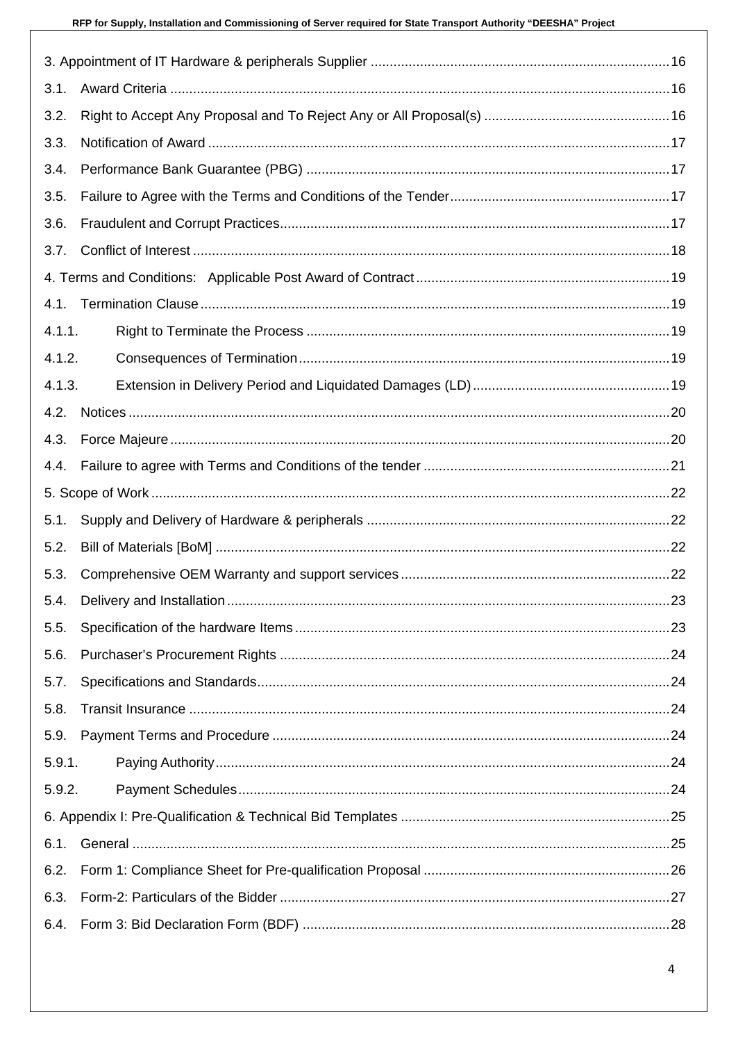3. Appointment of IT Hardware & peripherals Supplier .............................................................................16

3.1. Award Criteria .................................................................................................................................16

3.2. Right to Accept Any Proposal and To Reject Any or All Proposal(s) ................................................16

3.3. Notification of Award ........................................................................................................................17

3.4. Performance Bank Guarantee (PBG) ...............................................................................................17

3.5. Failure to Agree with the Terms and Conditions of the Tender.........................................................17

3.6. Fraudulent and Corrupt Practices.....................................................................................................17

3.7. Conflict of Interest ............................................................................................................................18

4. Terms and Conditions: Applicable Post Award of Contract..................................................................19

4.1. Termination Clause ..........................................................................................................................19

4.1.1. Right to Terminate the Process ...............................................................................................19

4.1.2. Consequences of Termination ................................................................................................19

4.1.3. Extension in Delivery Period and Liquidated Damages (LD) ....................................................19

4.2. Notices .............................................................................................................................................20

4.3. Force Majeure ..................................................................................................................................20

4.4. Failure to agree with Terms and Conditions of the tender ................................................................21

5. Scope of Work .......................................................................................................................................22

5.1. Supply and Delivery of Hardware & peripherals ...............................................................................22

5.2. Bill of Materials [BoM] ......................................................................................................................22

5.3. Comprehensive OEM Warranty and support services ......................................................................22

5.4. Delivery and Installation ...................................................................................................................23

5.5. Specification of the hardware Items .................................................................................................23

5.6. Purchaser's Procurement Rights ......................................................................................................24

5.7. Specifications and Standards...........................................................................................................24

5.8. Transit Insurance .............................................................................................................................24

5.9. Payment Terms and Procedure ........................................................................................................24

5.9.1. Paying Authority.......................................................................................................................24

5.9.2. Payment Schedules ................................................................................................................24

6. Appendix I: Pre-Qualification & Technical Bid Templates ......................................................................25

6.1. General ............................................................................................................................................25

6.2. Form 1: Compliance Sheet for Pre-qualification Proposal ................................................................26

6.3. Form-2: Particulars of the Bidder ......................................................................................................27

6.4. Form 3: Bid Declaration Form (BDF) ................................................................................................28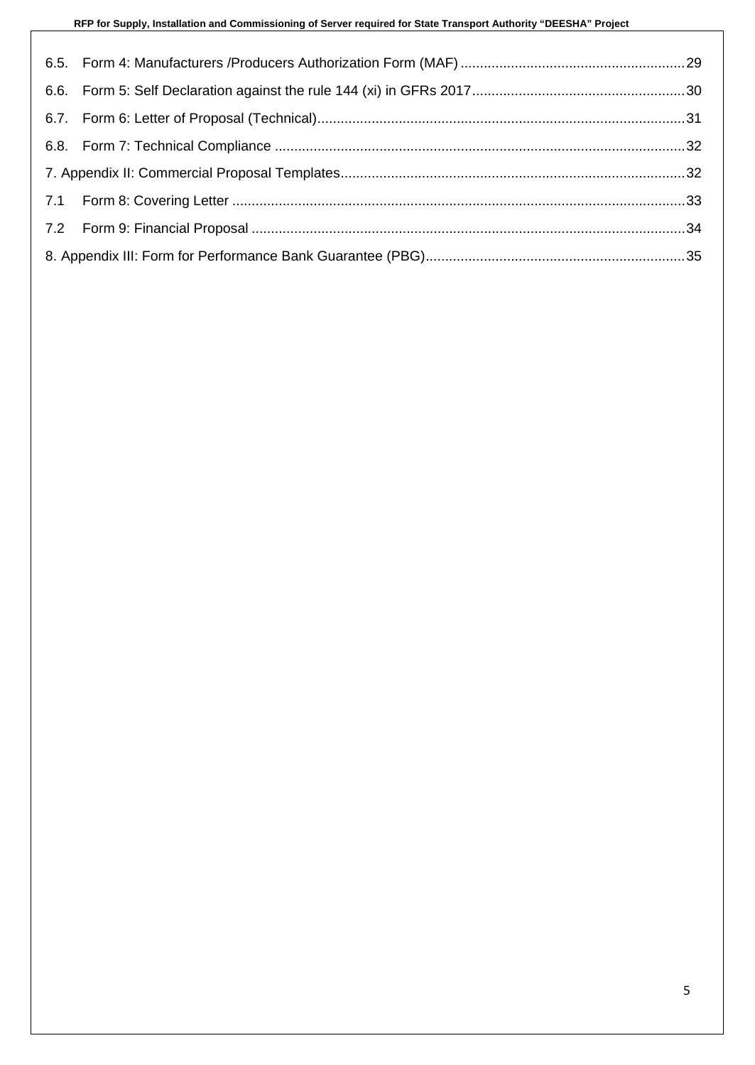6.5. Form 4: Manufacturers /Producers Authorization Form (MAF) ........................................................ 29

6.6. Form 5: Self Declaration against the rule 144 (xi) in GFRs 2017 ...................................................... 30

6.7. Form 6: Letter of Proposal (Technical) ............................................................................................. 31

6.8. Form 7: Technical Compliance ......................................................................................................... 32

7. Appendix II: Commercial Proposal Templates ....................................................................................... 32

7.1 Form 8: Covering Letter .................................................................................................................... 33

7.2 Form 9: Financial Proposal ............................................................................................................... 34

8. Appendix III: Form for Performance Bank Guarantee (PBG) ................................................................. 35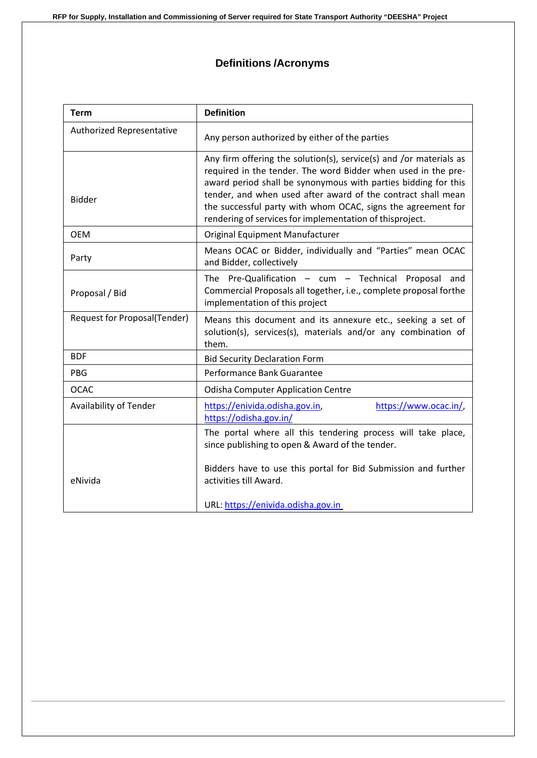# Definitions /Acronyms

| Term | Definition |
|---|---|
| Authorized Representative | Any person authorized by either of the parties |
| Bidder | Any firm offering the solution(s), service(s) and /or materials as required in the tender. The word Bidder when used in the pre-award period shall be synonymous with parties bidding for this tender, and when used after award of the contract shall mean the successful party with whom OCAC, signs the agreement for rendering of services for implementation of thisproject. |
| OEM | Original Equipment Manufacturer |
| Party | Means OCAC or Bidder, individually and "Parties" mean OCAC and Bidder, collectively |
| Proposal / Bid | The Pre-Qualification – cum – Technical Proposal and Commercial Proposals all together, i.e., complete proposal forthe implementation of this project |
| Request for Proposal(Tender) | Means this document and its annexure etc., seeking a set of solution(s), services(s), materials and/or any combination of them. |
| BDF | Bid Security Declaration Form |
| PBG | Performance Bank Guarantee |
| OCAC | Odisha Computer Application Centre |
| Availability of Tender | https://enivida.odisha.gov.in, https://www.ocac.in/, https://odisha.gov.in/ |
| eNivida | The portal where all this tendering process will take place, since publishing to open & Award of the tender.<br><br>Bidders have to use this portal for Bid Submission and further activities till Award.<br><br>URL: https://enivida.odisha.gov.in |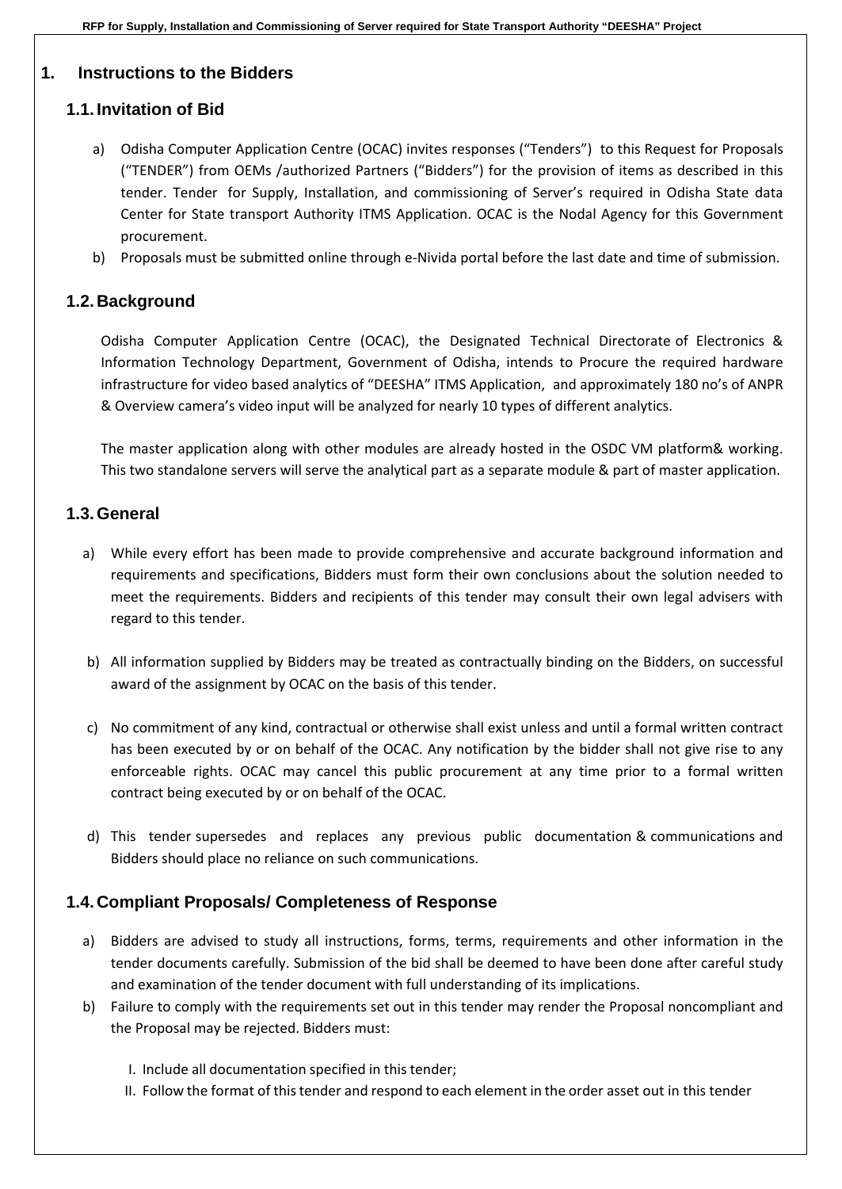# 1. Instructions to the Bidders

## 1.1. Invitation of Bid

a) Odisha Computer Application Centre (OCAC) invites responses ("Tenders") to this Request for Proposals ("TENDER") from OEMs /authorized Partners ("Bidders") for the provision of items as described in this tender. Tender for Supply, Installation, and commissioning of Server's required in Odisha State data Center for State transport Authority ITMS Application. OCAC is the Nodal Agency for this Government procurement.

b) Proposals must be submitted online through e-Nivida portal before the last date and time of submission.

## 1.2. Background

Odisha Computer Application Centre (OCAC), the Designated Technical Directorate of Electronics & Information Technology Department, Government of Odisha, intends to Procure the required hardware infrastructure for video based analytics of "DEESHA" ITMS Application, and approximately 180 no's of ANPR & Overview camera's video input will be analyzed for nearly 10 types of different analytics.

The master application along with other modules are already hosted in the OSDC VM platform& working. This two standalone servers will serve the analytical part as a separate module & part of master application.

## 1.3. General

a) While every effort has been made to provide comprehensive and accurate background information and requirements and specifications, Bidders must form their own conclusions about the solution needed to meet the requirements. Bidders and recipients of this tender may consult their own legal advisers with regard to this tender.

b) All information supplied by Bidders may be treated as contractually binding on the Bidders, on successful award of the assignment by OCAC on the basis of this tender.

c) No commitment of any kind, contractual or otherwise shall exist unless and until a formal written contract has been executed by or on behalf of the OCAC. Any notification by the bidder shall not give rise to any enforceable rights. OCAC may cancel this public procurement at any time prior to a formal written contract being executed by or on behalf of the OCAC.

d) This tender supersedes and replaces any previous public documentation & communications and Bidders should place no reliance on such communications.

## 1.4. Compliant Proposals/ Completeness of Response

a) Bidders are advised to study all instructions, forms, terms, requirements and other information in the tender documents carefully. Submission of the bid shall be deemed to have been done after careful study and examination of the tender document with full understanding of its implications.

b) Failure to comply with the requirements set out in this tender may render the Proposal noncompliant and the Proposal may be rejected. Bidders must:

   I. Include all documentation specified in this tender;
   II. Follow the format of this tender and respond to each element in the order asset out in this tender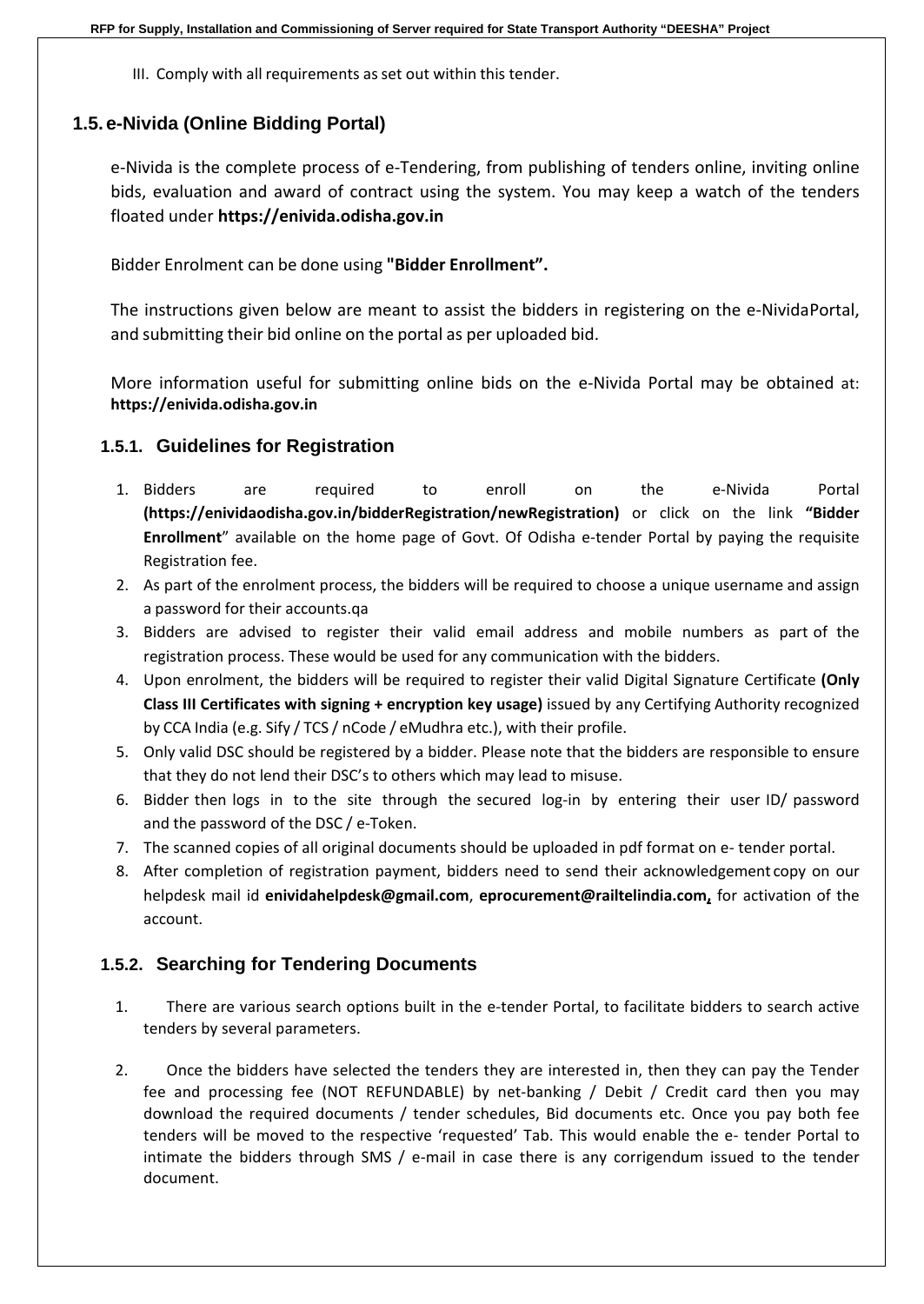III. Comply with all requirements as set out within this tender.

## 1.5. e-Nivida (Online Bidding Portal)

e-Nivida is the complete process of e-Tendering, from publishing of tenders online, inviting online bids, evaluation and award of contract using the system. You may keep a watch of the tenders floated under **https://enivida.odisha.gov.in**

Bidder Enrolment can be done using **"Bidder Enrollment".**

The instructions given below are meant to assist the bidders in registering on the e-NividaPortal, and submitting their bid online on the portal as per uploaded bid.

More information useful for submitting online bids on the e-Nivida Portal may be obtained at: **https://enivida.odisha.gov.in**

### 1.5.1. Guidelines for Registration

1. Bidders are required to enroll on the e-Nivida Portal **(https://enividaodisha.gov.in/bidderRegistration/newRegistration)** or click on the link **"Bidder Enrollment"** available on the home page of Govt. Of Odisha e-tender Portal by paying the requisite Registration fee.
2. As part of the enrolment process, the bidders will be required to choose a unique username and assign a password for their accounts.qa
3. Bidders are advised to register their valid email address and mobile numbers as part of the registration process. These would be used for any communication with the bidders.
4. Upon enrolment, the bidders will be required to register their valid Digital Signature Certificate **(Only Class III Certificates with signing + encryption key usage)** issued by any Certifying Authority recognized by CCA India (e.g. Sify / TCS / nCode / eMudhra etc.), with their profile.
5. Only valid DSC should be registered by a bidder. Please note that the bidders are responsible to ensure that they do not lend their DSC's to others which may lead to misuse.
6. Bidder then logs in to the site through the secured log-in by entering their user ID/ password and the password of the DSC / e-Token.
7. The scanned copies of all original documents should be uploaded in pdf format on e- tender portal.
8. After completion of registration payment, bidders need to send their acknowledgement copy on our helpdesk mail id **enividahelpdesk@gmail.com**, **eprocurement@railtelindia.com,** for activation of the account.

### 1.5.2. Searching for Tendering Documents

1. There are various search options built in the e-tender Portal, to facilitate bidders to search active tenders by several parameters.
2. Once the bidders have selected the tenders they are interested in, then they can pay the Tender fee and processing fee (NOT REFUNDABLE) by net-banking / Debit / Credit card then you may download the required documents / tender schedules, Bid documents etc. Once you pay both fee tenders will be moved to the respective 'requested' Tab. This would enable the e- tender Portal to intimate the bidders through SMS / e-mail in case there is any corrigendum issued to the tender document.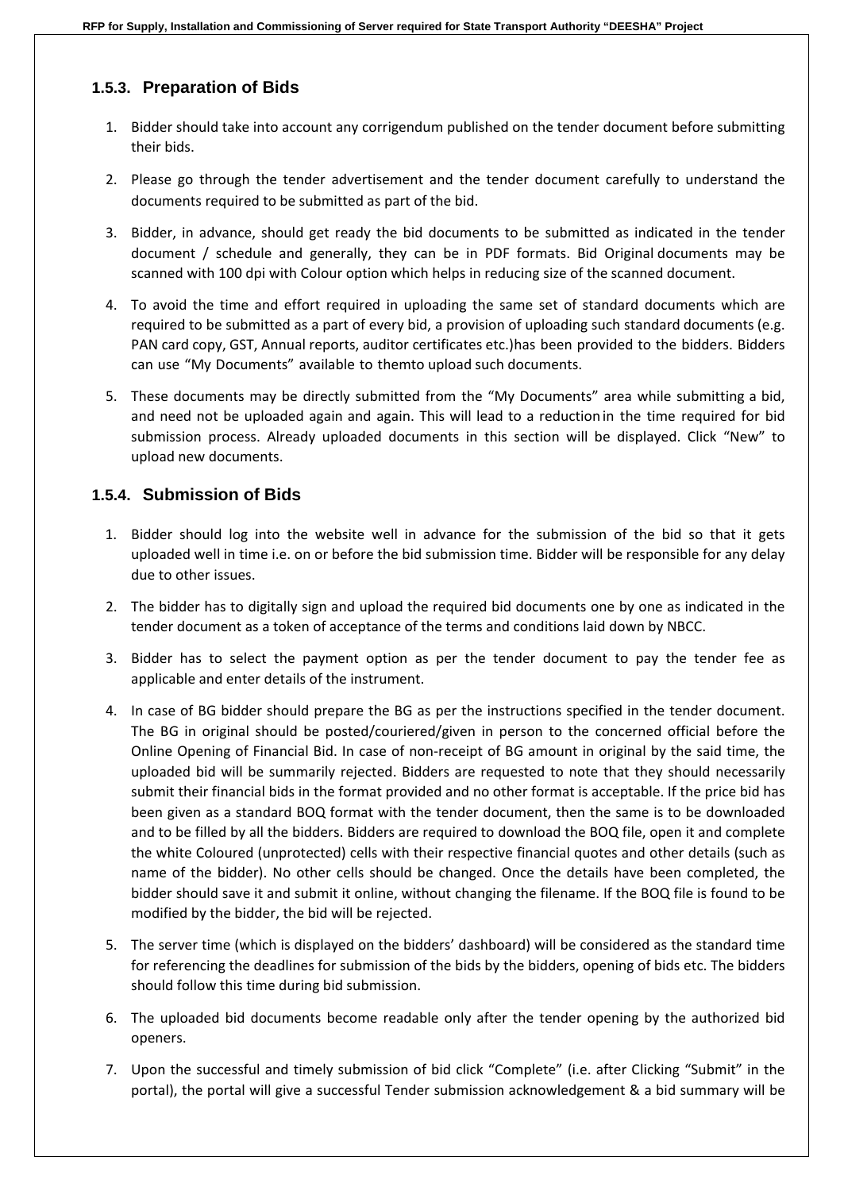### 1.5.3. Preparation of Bids

1. Bidder should take into account any corrigendum published on the tender document before submitting their bids.
2. Please go through the tender advertisement and the tender document carefully to understand the documents required to be submitted as part of the bid.
3. Bidder, in advance, should get ready the bid documents to be submitted as indicated in the tender document / schedule and generally, they can be in PDF formats. Bid Original documents may be scanned with 100 dpi with Colour option which helps in reducing size of the scanned document.
4. To avoid the time and effort required in uploading the same set of standard documents which are required to be submitted as a part of every bid, a provision of uploading such standard documents (e.g. PAN card copy, GST, Annual reports, auditor certificates etc.)has been provided to the bidders. Bidders can use "My Documents" available to themto upload such documents.
5. These documents may be directly submitted from the "My Documents" area while submitting a bid, and need not be uploaded again and again. This will lead to a reduction in the time required for bid submission process. Already uploaded documents in this section will be displayed. Click "New" to upload new documents.

### 1.5.4. Submission of Bids

1. Bidder should log into the website well in advance for the submission of the bid so that it gets uploaded well in time i.e. on or before the bid submission time. Bidder will be responsible for any delay due to other issues.
2. The bidder has to digitally sign and upload the required bid documents one by one as indicated in the tender document as a token of acceptance of the terms and conditions laid down by NBCC.
3. Bidder has to select the payment option as per the tender document to pay the tender fee as applicable and enter details of the instrument.
4. In case of BG bidder should prepare the BG as per the instructions specified in the tender document. The BG in original should be posted/couriered/given in person to the concerned official before the Online Opening of Financial Bid. In case of non-receipt of BG amount in original by the said time, the uploaded bid will be summarily rejected. Bidders are requested to note that they should necessarily submit their financial bids in the format provided and no other format is acceptable. If the price bid has been given as a standard BOQ format with the tender document, then the same is to be downloaded and to be filled by all the bidders. Bidders are required to download the BOQ file, open it and complete the white Coloured (unprotected) cells with their respective financial quotes and other details (such as name of the bidder). No other cells should be changed. Once the details have been completed, the bidder should save it and submit it online, without changing the filename. If the BOQ file is found to be modified by the bidder, the bid will be rejected.
5. The server time (which is displayed on the bidders' dashboard) will be considered as the standard time for referencing the deadlines for submission of the bids by the bidders, opening of bids etc. The bidders should follow this time during bid submission.
6. The uploaded bid documents become readable only after the tender opening by the authorized bid openers.
7. Upon the successful and timely submission of bid click "Complete" (i.e. after Clicking "Submit" in the portal), the portal will give a successful Tender submission acknowledgement & a bid summary will be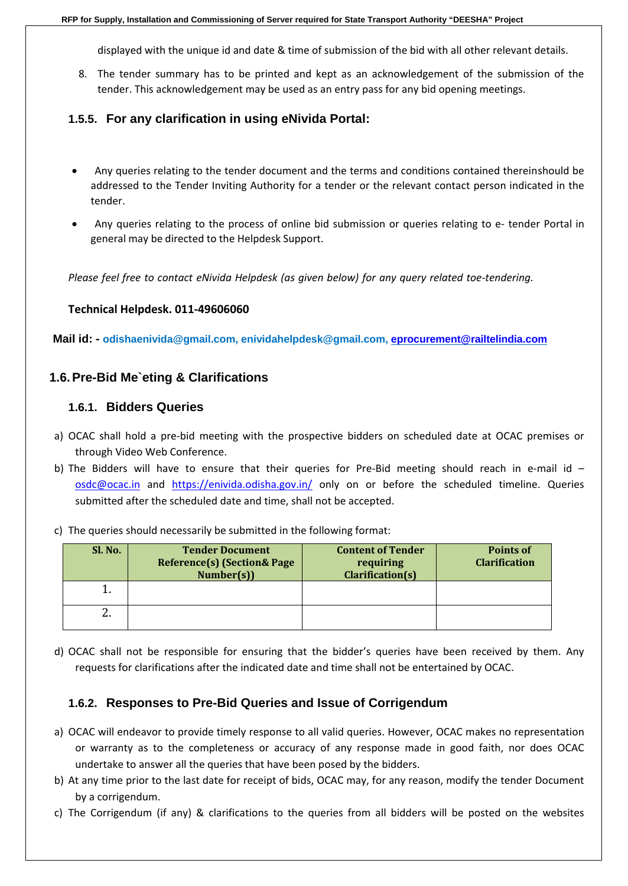displayed with the unique id and date & time of submission of the bid with all other relevant details.

8. The tender summary has to be printed and kept as an acknowledgement of the submission of the tender. This acknowledgement may be used as an entry pass for any bid opening meetings.

### 1.5.5. For any clarification in using eNivida Portal:

- Any queries relating to the tender document and the terms and conditions contained thereinshould be addressed to the Tender Inviting Authority for a tender or the relevant contact person indicated in the tender.
- Any queries relating to the process of online bid submission or queries relating to e- tender Portal in general may be directed to the Helpdesk Support.

*Please feel free to contact eNivida Helpdesk (as given below) for any query related toe-tendering.*

**Technical Helpdesk. 011-49606060**

**Mail id: - odishaenivida@gmail.com, enividahelpdesk@gmail.com, eprocurement@railtelindia.com**

## 1.6. Pre-Bid Me`eting & Clarifications

### 1.6.1. Bidders Queries

a) OCAC shall hold a pre-bid meeting with the prospective bidders on scheduled date at OCAC premises or through Video Web Conference.

b) The Bidders will have to ensure that their queries for Pre-Bid meeting should reach in e-mail id – osdc@ocac.in and https://enivida.odisha.gov.in/ only on or before the scheduled timeline. Queries submitted after the scheduled date and time, shall not be accepted.

c) The queries should necessarily be submitted in the following format:

| Sl. No. | Tender Document Reference(s) (Section& Page Number(s)) | Content of Tender requiring Clarification(s) | Points of Clarification |
|---|---|---|---|
| 1. | | | |
| 2. | | | |

d) OCAC shall not be responsible for ensuring that the bidder's queries have been received by them. Any requests for clarifications after the indicated date and time shall not be entertained by OCAC.

### 1.6.2. Responses to Pre-Bid Queries and Issue of Corrigendum

a) OCAC will endeavor to provide timely response to all valid queries. However, OCAC makes no representation or warranty as to the completeness or accuracy of any response made in good faith, nor does OCAC undertake to answer all the queries that have been posed by the bidders.

b) At any time prior to the last date for receipt of bids, OCAC may, for any reason, modify the tender Document by a corrigendum.

c) The Corrigendum (if any) & clarifications to the queries from all bidders will be posted on the websites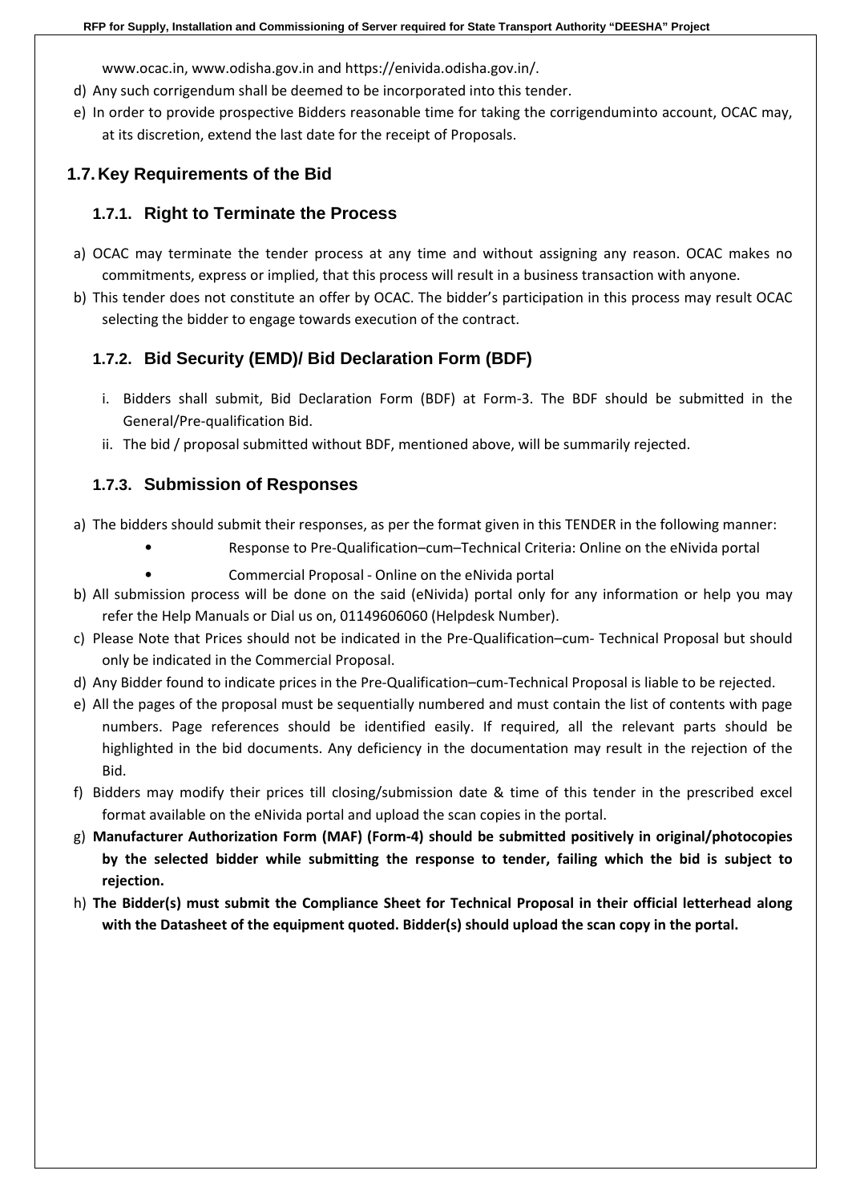www.ocac.in, www.odisha.gov.in and https://enivida.odisha.gov.in/.

d) Any such corrigendum shall be deemed to be incorporated into this tender.

e) In order to provide prospective Bidders reasonable time for taking the corrigenduminto account, OCAC may, at its discretion, extend the last date for the receipt of Proposals.

## 1.7. Key Requirements of the Bid

### 1.7.1. Right to Terminate the Process

a) OCAC may terminate the tender process at any time and without assigning any reason. OCAC makes no commitments, express or implied, that this process will result in a business transaction with anyone.

b) This tender does not constitute an offer by OCAC. The bidder's participation in this process may result OCAC selecting the bidder to engage towards execution of the contract.

### 1.7.2. Bid Security (EMD)/ Bid Declaration Form (BDF)

i. Bidders shall submit, Bid Declaration Form (BDF) at Form-3. The BDF should be submitted in the General/Pre-qualification Bid.

ii. The bid / proposal submitted without BDF, mentioned above, will be summarily rejected.

### 1.7.3. Submission of Responses

a) The bidders should submit their responses, as per the format given in this TENDER in the following manner:
   - Response to Pre-Qualification–cum–Technical Criteria: Online on the eNivida portal
   - Commercial Proposal - Online on the eNivida portal

b) All submission process will be done on the said (eNivida) portal only for any information or help you may refer the Help Manuals or Dial us on, 01149606060 (Helpdesk Number).

c) Please Note that Prices should not be indicated in the Pre-Qualification–cum- Technical Proposal but should only be indicated in the Commercial Proposal.

d) Any Bidder found to indicate prices in the Pre-Qualification–cum-Technical Proposal is liable to be rejected.

e) All the pages of the proposal must be sequentially numbered and must contain the list of contents with page numbers. Page references should be identified easily. If required, all the relevant parts should be highlighted in the bid documents. Any deficiency in the documentation may result in the rejection of the Bid.

f) Bidders may modify their prices till closing/submission date & time of this tender in the prescribed excel format available on the eNivida portal and upload the scan copies in the portal.

g) **Manufacturer Authorization Form (MAF) (Form-4) should be submitted positively in original/photocopies by the selected bidder while submitting the response to tender, failing which the bid is subject to rejection.**

h) **The Bidder(s) must submit the Compliance Sheet for Technical Proposal in their official letterhead along with the Datasheet of the equipment quoted. Bidder(s) should upload the scan copy in the portal.**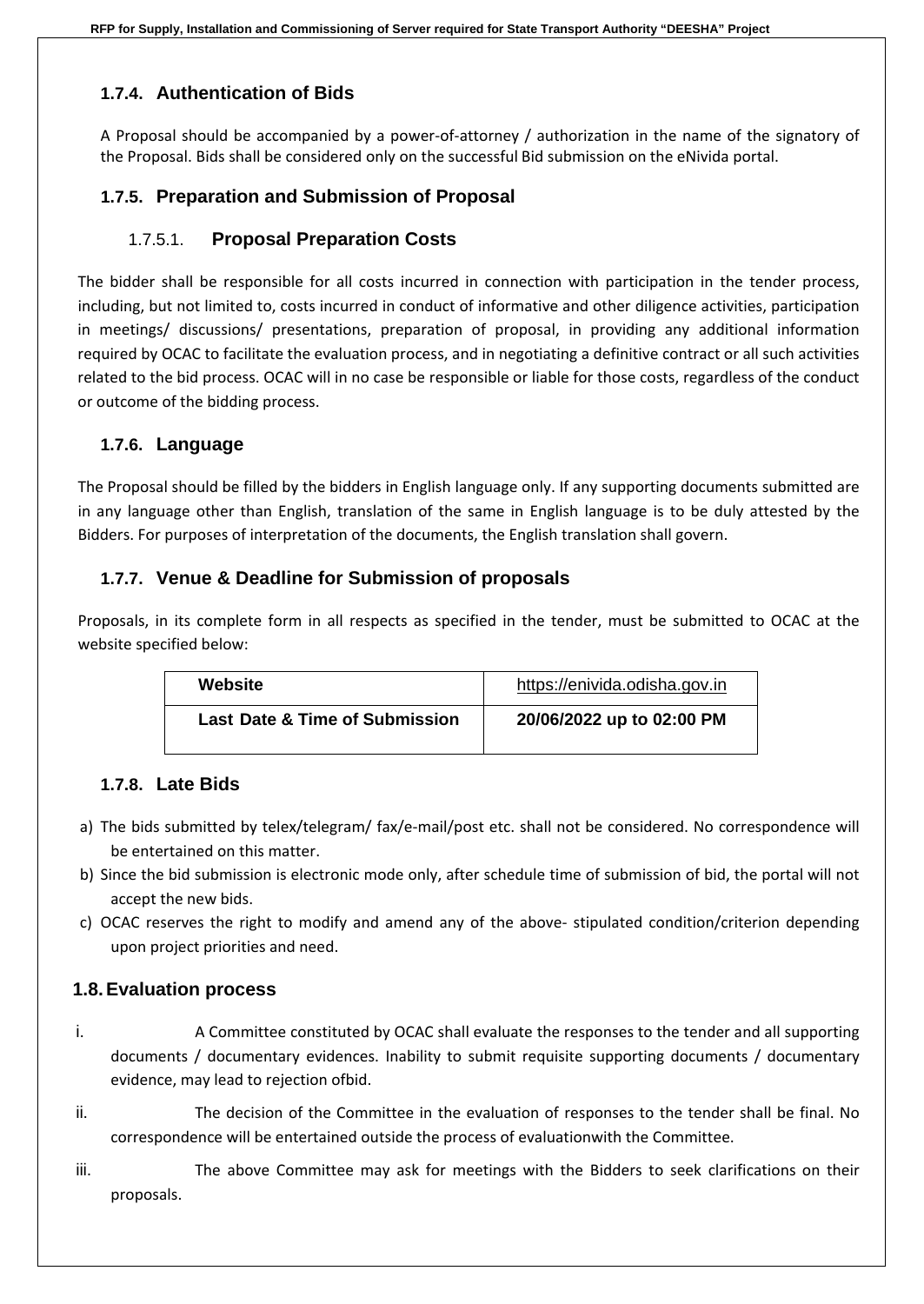### 1.7.4. Authentication of Bids

A Proposal should be accompanied by a power-of-attorney / authorization in the name of the signatory of the Proposal. Bids shall be considered only on the successful Bid submission on the eNivida portal.

### 1.7.5. Preparation and Submission of Proposal

#### 1.7.5.1. Proposal Preparation Costs

The bidder shall be responsible for all costs incurred in connection with participation in the tender process, including, but not limited to, costs incurred in conduct of informative and other diligence activities, participation in meetings/ discussions/ presentations, preparation of proposal, in providing any additional information required by OCAC to facilitate the evaluation process, and in negotiating a definitive contract or all such activities related to the bid process. OCAC will in no case be responsible or liable for those costs, regardless of the conduct or outcome of the bidding process.

### 1.7.6. Language

The Proposal should be filled by the bidders in English language only. If any supporting documents submitted are in any language other than English, translation of the same in English language is to be duly attested by the Bidders. For purposes of interpretation of the documents, the English translation shall govern.

### 1.7.7. Venue & Deadline for Submission of proposals

Proposals, in its complete form in all respects as specified in the tender, must be submitted to OCAC at the website specified below:

| **Website** | https://enivida.odisha.gov.in |
|---|---|
| **Last Date & Time of Submission** | **20/06/2022 up to 02:00 PM** |

### 1.7.8. Late Bids

a) The bids submitted by telex/telegram/ fax/e-mail/post etc. shall not be considered. No correspondence will be entertained on this matter.
b) Since the bid submission is electronic mode only, after schedule time of submission of bid, the portal will not accept the new bids.
c) OCAC reserves the right to modify and amend any of the above- stipulated condition/criterion depending upon project priorities and need.

## 1.8. Evaluation process

i. A Committee constituted by OCAC shall evaluate the responses to the tender and all supporting documents / documentary evidences. Inability to submit requisite supporting documents / documentary evidence, may lead to rejection ofbid.

ii. The decision of the Committee in the evaluation of responses to the tender shall be final. No correspondence will be entertained outside the process of evaluationwith the Committee.

iii. The above Committee may ask for meetings with the Bidders to seek clarifications on their proposals.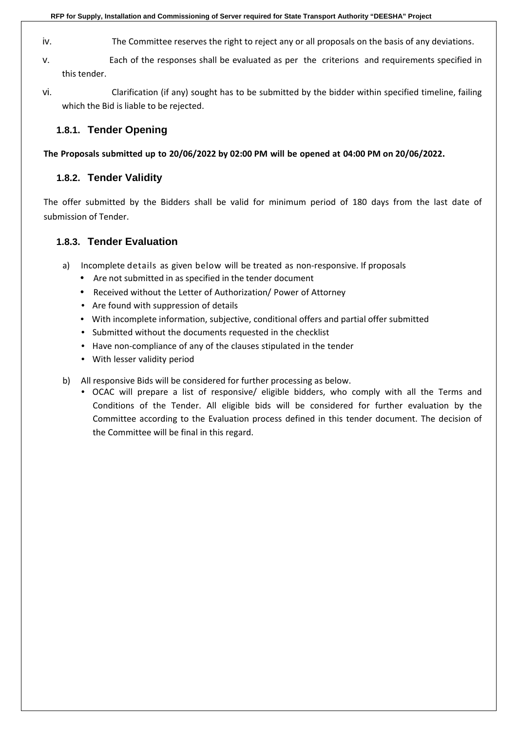iv. The Committee reserves the right to reject any or all proposals on the basis of any deviations.

v. Each of the responses shall be evaluated as per the criterions and requirements specified in this tender.

vi. Clarification (if any) sought has to be submitted by the bidder within specified timeline, failing which the Bid is liable to be rejected.

### 1.8.1. Tender Opening

**The Proposals submitted up to 20/06/2022 by 02:00 PM will be opened at 04:00 PM on 20/06/2022.**

### 1.8.2. Tender Validity

The offer submitted by the Bidders shall be valid for minimum period of 180 days from the last date of submission of Tender.

### 1.8.3. Tender Evaluation

a) Incomplete details as given below will be treated as non-responsive. If proposals
   - Are not submitted in as specified in the tender document
   - Received without the Letter of Authorization/ Power of Attorney
   - Are found with suppression of details
   - With incomplete information, subjective, conditional offers and partial offer submitted
   - Submitted without the documents requested in the checklist
   - Have non-compliance of any of the clauses stipulated in the tender
   - With lesser validity period

b) All responsive Bids will be considered for further processing as below.
   - OCAC will prepare a list of responsive/ eligible bidders, who comply with all the Terms and Conditions of the Tender. All eligible bids will be considered for further evaluation by the Committee according to the Evaluation process defined in this tender document. The decision of the Committee will be final in this regard.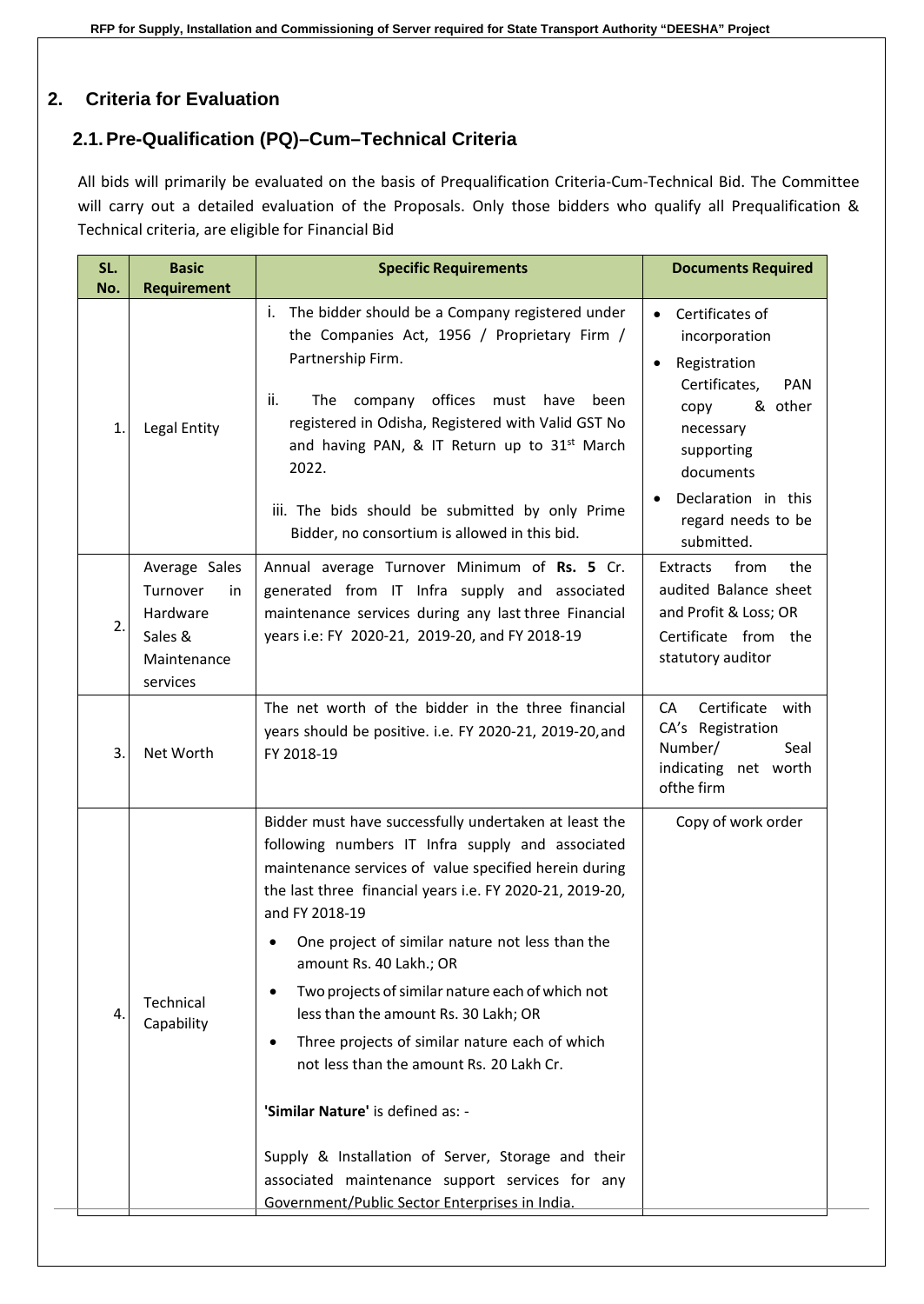## 2. Criteria for Evaluation

### 2.1. Pre-Qualification (PQ)–Cum–Technical Criteria

All bids will primarily be evaluated on the basis of Prequalification Criteria-Cum-Technical Bid. The Committee will carry out a detailed evaluation of the Proposals. Only those bidders who qualify all Prequalification & Technical criteria, are eligible for Financial Bid

| SL. No. | Basic Requirement | Specific Requirements | Documents Required |
|---|---|---|---|
| 1. | Legal Entity | i. The bidder should be a Company registered under the Companies Act, 1956 / Proprietary Firm / Partnership Firm.<br><br>ii. The company offices must have been registered in Odisha, Registered with Valid GST No and having PAN, & IT Return up to 31st March 2022.<br><br>iii. The bids should be submitted by only Prime Bidder, no consortium is allowed in this bid. | • Certificates of incorporation<br>• Registration Certificates, PAN copy & other necessary supporting documents<br>• Declaration in this regard needs to be submitted. |
| 2. | Average Sales Turnover in Hardware Sales & Maintenance services | Annual average Turnover Minimum of **Rs. 5** Cr. generated from IT Infra supply and associated maintenance services during any last three Financial years i.e: FY 2020-21, 2019-20, and FY 2018-19 | Extracts from the audited Balance sheet and Profit & Loss; OR Certificate from the statutory auditor |
| 3. | Net Worth | The net worth of the bidder in the three financial years should be positive. i.e. FY 2020-21, 2019-20,and FY 2018-19 | CA Certificate with CA's Registration Number/ Seal indicating net worth ofthe firm |
| 4. | Technical Capability | Bidder must have successfully undertaken at least the following numbers IT Infra supply and associated maintenance services of value specified herein during the last three financial years i.e. FY 2020-21, 2019-20, and FY 2018-19<br><br>• One project of similar nature not less than the amount Rs. 40 Lakh.; OR<br>• Two projects of similar nature each of which not less than the amount Rs. 30 Lakh; OR<br>• Three projects of similar nature each of which not less than the amount Rs. 20 Lakh Cr.<br><br>**'Similar Nature'** is defined as: -<br><br>Supply & Installation of Server, Storage and their associated maintenance support services for any Government/Public Sector Enterprises in India. | Copy of work order |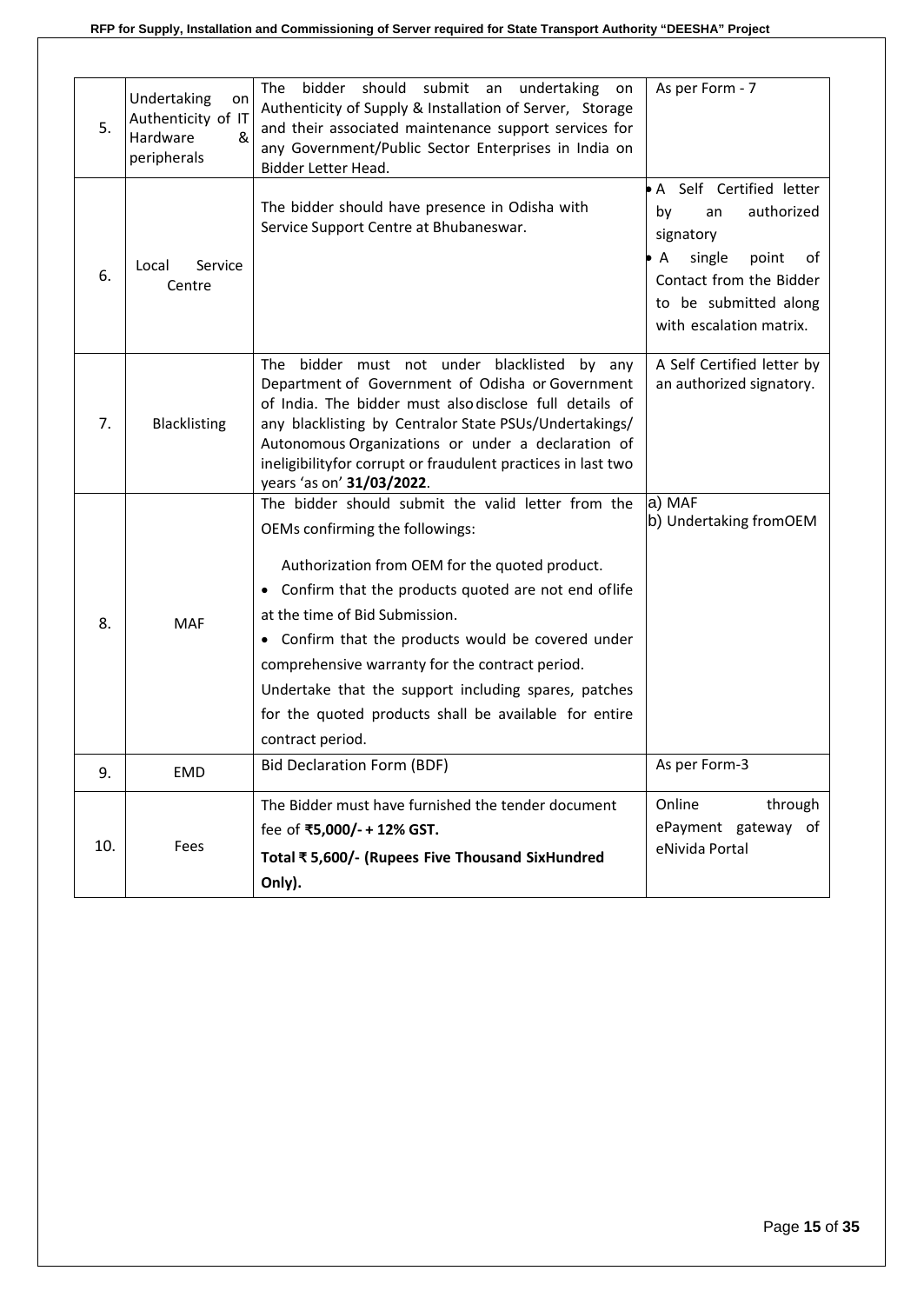| 5. | Undertaking on Authenticity of IT Hardware & peripherals | The bidder should submit an undertaking on Authenticity of Supply & Installation of Server, Storage and their associated maintenance support services for any Government/Public Sector Enterprises in India on Bidder Letter Head. | As per Form - 7 |
|---|---|---|---|
| 6. | Local Service Centre | The bidder should have presence in Odisha with Service Support Centre at Bhubaneswar. | • A Self Certified letter by an authorized signatory<br>• A single point of Contact from the Bidder to be submitted along with escalation matrix. |
| 7. | Blacklisting | The bidder must not under blacklisted by any Department of Government of Odisha or Government of India. The bidder must also disclose full details of any blacklisting by Centralor State PSUs/Undertakings/ Autonomous Organizations or under a declaration of ineligibilityfor corrupt or fraudulent practices in last two years 'as on' **31/03/2022**. | A Self Certified letter by an authorized signatory. |
| 8. | MAF | The bidder should submit the valid letter from the OEMs confirming the followings:<br>Authorization from OEM for the quoted product.<br>• Confirm that the products quoted are not end oflife at the time of Bid Submission.<br>• Confirm that the products would be covered under comprehensive warranty for the contract period.<br>Undertake that the support including spares, patches for the quoted products shall be available for entire contract period. | a) MAF<br>b) Undertaking fromOEM |
| 9. | EMD | Bid Declaration Form (BDF) | As per Form-3 |
| 10. | Fees | The Bidder must have furnished the tender document fee of **₹5,000/- + 12% GST.**<br>**Total ₹ 5,600/- (Rupees Five Thousand SixHundred Only).** | Online through ePayment gateway of eNivida Portal |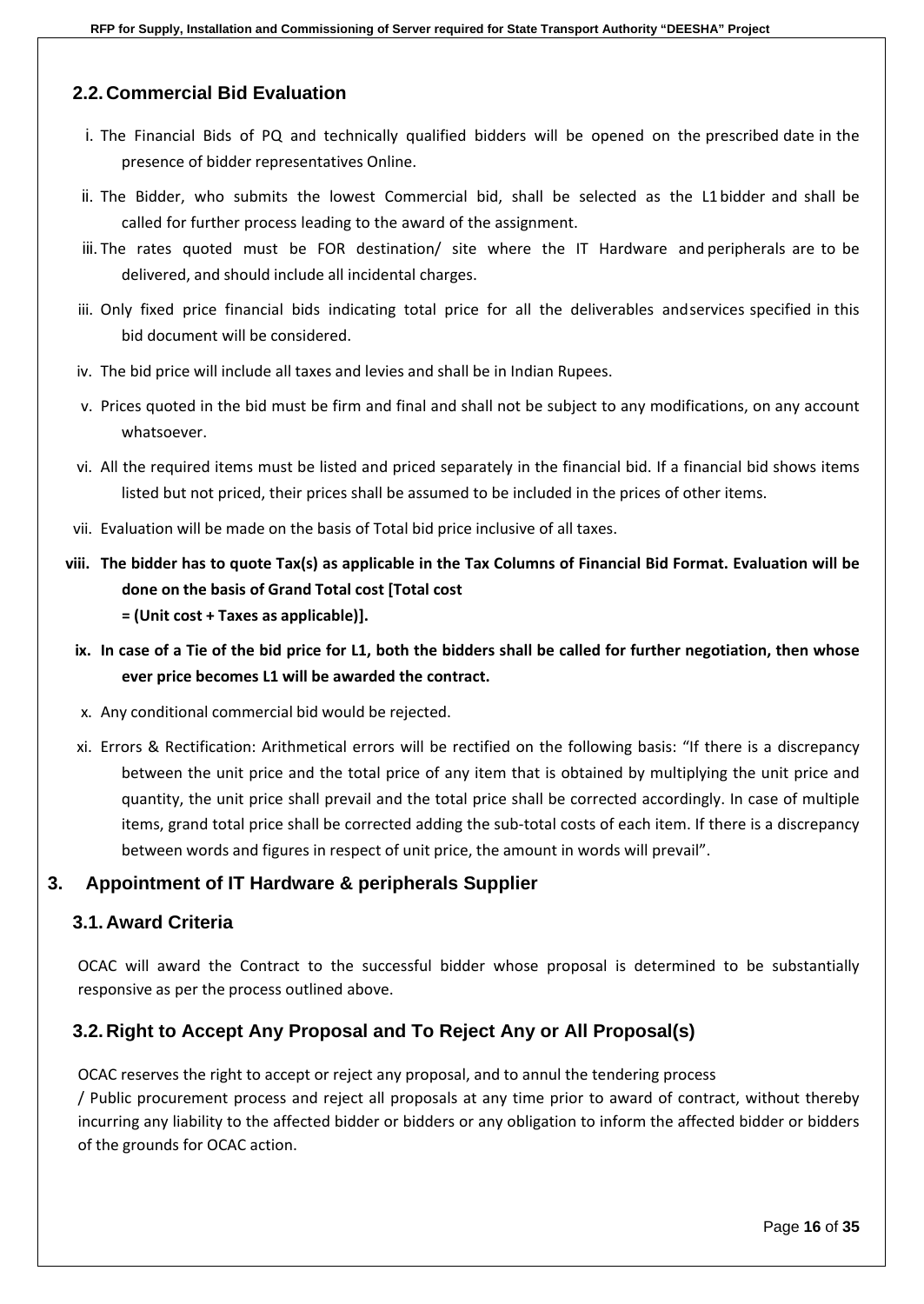## 2.2. Commercial Bid Evaluation

i. The Financial Bids of PQ and technically qualified bidders will be opened on the prescribed date in the presence of bidder representatives Online.

ii. The Bidder, who submits the lowest Commercial bid, shall be selected as the L1 bidder and shall be called for further process leading to the award of the assignment.

iii. The rates quoted must be FOR destination/ site where the IT Hardware and peripherals are to be delivered, and should include all incidental charges.

iii. Only fixed price financial bids indicating total price for all the deliverables andservices specified in this bid document will be considered.

iv. The bid price will include all taxes and levies and shall be in Indian Rupees.

v. Prices quoted in the bid must be firm and final and shall not be subject to any modifications, on any account whatsoever.

vi. All the required items must be listed and priced separately in the financial bid. If a financial bid shows items listed but not priced, their prices shall be assumed to be included in the prices of other items.

vii. Evaluation will be made on the basis of Total bid price inclusive of all taxes.

**viii. The bidder has to quote Tax(s) as applicable in the Tax Columns of Financial Bid Format. Evaluation will be done on the basis of Grand Total cost [Total cost = (Unit cost + Taxes as applicable)].**

**ix. In case of a Tie of the bid price for L1, both the bidders shall be called for further negotiation, then whose ever price becomes L1 will be awarded the contract.**

x. Any conditional commercial bid would be rejected.

xi. Errors & Rectification: Arithmetical errors will be rectified on the following basis: "If there is a discrepancy between the unit price and the total price of any item that is obtained by multiplying the unit price and quantity, the unit price shall prevail and the total price shall be corrected accordingly. In case of multiple items, grand total price shall be corrected adding the sub-total costs of each item. If there is a discrepancy between words and figures in respect of unit price, the amount in words will prevail".

# 3. Appointment of IT Hardware & peripherals Supplier

## 3.1. Award Criteria

OCAC will award the Contract to the successful bidder whose proposal is determined to be substantially responsive as per the process outlined above.

## 3.2. Right to Accept Any Proposal and To Reject Any or All Proposal(s)

OCAC reserves the right to accept or reject any proposal, and to annul the tendering process / Public procurement process and reject all proposals at any time prior to award of contract, without thereby incurring any liability to the affected bidder or bidders or any obligation to inform the affected bidder or bidders of the grounds for OCAC action.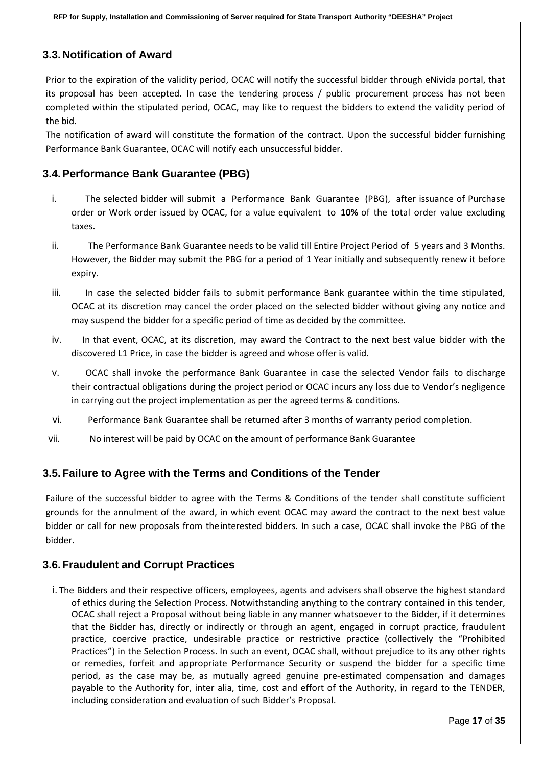## 3.3. Notification of Award

Prior to the expiration of the validity period, OCAC will notify the successful bidder through eNivida portal, that its proposal has been accepted. In case the tendering process / public procurement process has not been completed within the stipulated period, OCAC, may like to request the bidders to extend the validity period of the bid.

The notification of award will constitute the formation of the contract. Upon the successful bidder furnishing Performance Bank Guarantee, OCAC will notify each unsuccessful bidder.

## 3.4. Performance Bank Guarantee (PBG)

i. The selected bidder will submit a Performance Bank Guarantee (PBG), after issuance of Purchase order or Work order issued by OCAC, for a value equivalent to **10%** of the total order value excluding taxes.

ii. The Performance Bank Guarantee needs to be valid till Entire Project Period of 5 years and 3 Months. However, the Bidder may submit the PBG for a period of 1 Year initially and subsequently renew it before expiry.

iii. In case the selected bidder fails to submit performance Bank guarantee within the time stipulated, OCAC at its discretion may cancel the order placed on the selected bidder without giving any notice and may suspend the bidder for a specific period of time as decided by the committee.

iv. In that event, OCAC, at its discretion, may award the Contract to the next best value bidder with the discovered L1 Price, in case the bidder is agreed and whose offer is valid.

v. OCAC shall invoke the performance Bank Guarantee in case the selected Vendor fails to discharge their contractual obligations during the project period or OCAC incurs any loss due to Vendor's negligence in carrying out the project implementation as per the agreed terms & conditions.

vi. Performance Bank Guarantee shall be returned after 3 months of warranty period completion.

vii. No interest will be paid by OCAC on the amount of performance Bank Guarantee

## 3.5. Failure to Agree with the Terms and Conditions of the Tender

Failure of the successful bidder to agree with the Terms & Conditions of the tender shall constitute sufficient grounds for the annulment of the award, in which event OCAC may award the contract to the next best value bidder or call for new proposals from the interested bidders. In such a case, OCAC shall invoke the PBG of the bidder.

## 3.6. Fraudulent and Corrupt Practices

i. The Bidders and their respective officers, employees, agents and advisers shall observe the highest standard of ethics during the Selection Process. Notwithstanding anything to the contrary contained in this tender, OCAC shall reject a Proposal without being liable in any manner whatsoever to the Bidder, if it determines that the Bidder has, directly or indirectly or through an agent, engaged in corrupt practice, fraudulent practice, coercive practice, undesirable practice or restrictive practice (collectively the "Prohibited Practices") in the Selection Process. In such an event, OCAC shall, without prejudice to its any other rights or remedies, forfeit and appropriate Performance Security or suspend the bidder for a specific time period, as the case may be, as mutually agreed genuine pre-estimated compensation and damages payable to the Authority for, inter alia, time, cost and effort of the Authority, in regard to the TENDER, including consideration and evaluation of such Bidder's Proposal.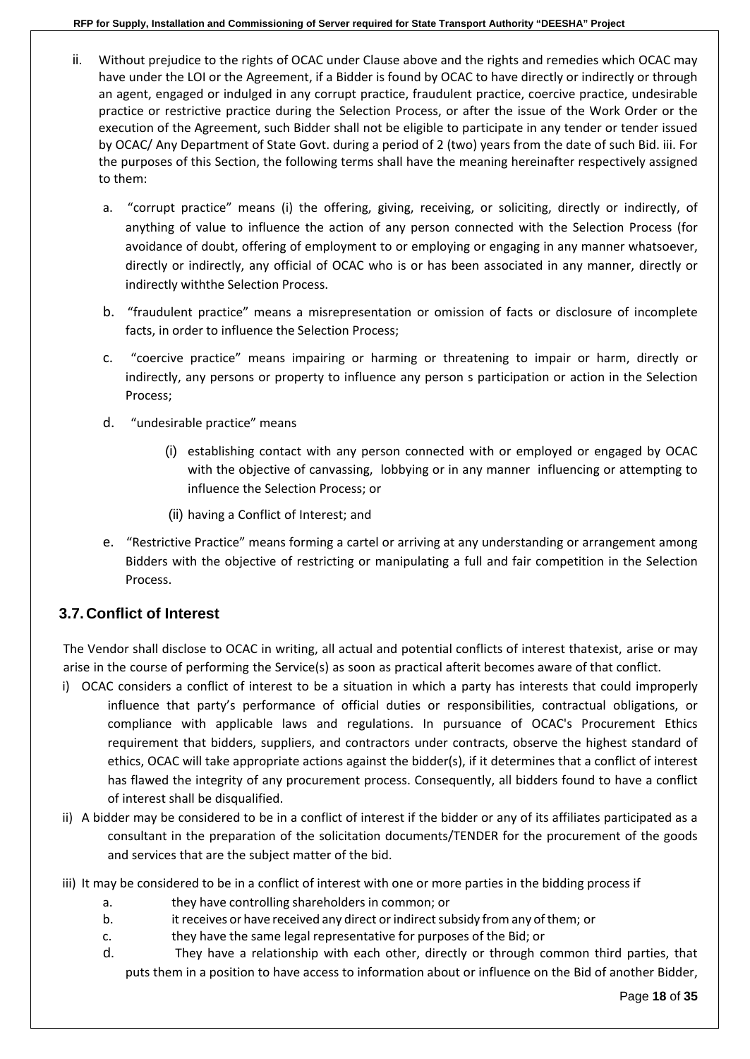ii. Without prejudice to the rights of OCAC under Clause above and the rights and remedies which OCAC may have under the LOI or the Agreement, if a Bidder is found by OCAC to have directly or indirectly or through an agent, engaged or indulged in any corrupt practice, fraudulent practice, coercive practice, undesirable practice or restrictive practice during the Selection Process, or after the issue of the Work Order or the execution of the Agreement, such Bidder shall not be eligible to participate in any tender or tender issued by OCAC/ Any Department of State Govt. during a period of 2 (two) years from the date of such Bid. iii. For the purposes of this Section, the following terms shall have the meaning hereinafter respectively assigned to them:

a. “corrupt practice” means (i) the offering, giving, receiving, or soliciting, directly or indirectly, of anything of value to influence the action of any person connected with the Selection Process (for avoidance of doubt, offering of employment to or employing or engaging in any manner whatsoever, directly or indirectly, any official of OCAC who is or has been associated in any manner, directly or indirectly withthe Selection Process.

b. “fraudulent practice” means a misrepresentation or omission of facts or disclosure of incomplete facts, in order to influence the Selection Process;

c. “coercive practice” means impairing or harming or threatening to impair or harm, directly or indirectly, any persons or property to influence any person s participation or action in the Selection Process;

d. “undesirable practice” means

(i) establishing contact with any person connected with or employed or engaged by OCAC with the objective of canvassing, lobbying or in any manner influencing or attempting to influence the Selection Process; or

(ii) having a Conflict of Interest; and

e. “Restrictive Practice” means forming a cartel or arriving at any understanding or arrangement among Bidders with the objective of restricting or manipulating a full and fair competition in the Selection Process.

## 3.7. Conflict of Interest

The Vendor shall disclose to OCAC in writing, all actual and potential conflicts of interest thatexist, arise or may arise in the course of performing the Service(s) as soon as practical afterit becomes aware of that conflict.

i) OCAC considers a conflict of interest to be a situation in which a party has interests that could improperly influence that party’s performance of official duties or responsibilities, contractual obligations, or compliance with applicable laws and regulations. In pursuance of OCAC's Procurement Ethics requirement that bidders, suppliers, and contractors under contracts, observe the highest standard of ethics, OCAC will take appropriate actions against the bidder(s), if it determines that a conflict of interest has flawed the integrity of any procurement process. Consequently, all bidders found to have a conflict of interest shall be disqualified.

ii) A bidder may be considered to be in a conflict of interest if the bidder or any of its affiliates participated as a consultant in the preparation of the solicitation documents/TENDER for the procurement of the goods and services that are the subject matter of the bid.

iii) It may be considered to be in a conflict of interest with one or more parties in the bidding process if

a. they have controlling shareholders in common; or

b. it receives or have received any direct or indirect subsidy from any of them; or

c. they have the same legal representative for purposes of the Bid; or

d. They have a relationship with each other, directly or through common third parties, that puts them in a position to have access to information about or influence on the Bid of another Bidder,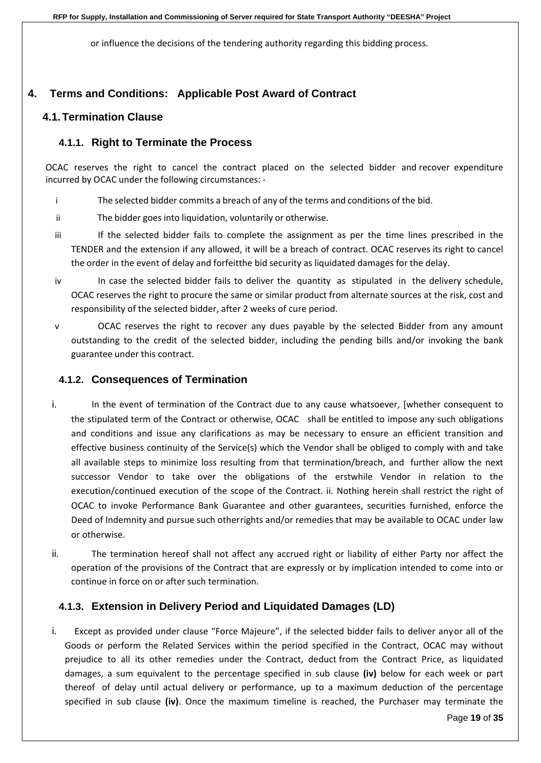or influence the decisions of the tendering authority regarding this bidding process.

# 4. Terms and Conditions: Applicable Post Award of Contract

## 4.1. Termination Clause

### 4.1.1. Right to Terminate the Process

OCAC reserves the right to cancel the contract placed on the selected bidder and recover expenditure incurred by OCAC under the following circumstances: -

i The selected bidder commits a breach of any of the terms and conditions of the bid.

ii The bidder goes into liquidation, voluntarily or otherwise.

iii If the selected bidder fails to complete the assignment as per the time lines prescribed in the TENDER and the extension if any allowed, it will be a breach of contract. OCAC reserves its right to cancel the order in the event of delay and forfeitthe bid security as liquidated damages for the delay.

iv In case the selected bidder fails to deliver the quantity as stipulated in the delivery schedule, OCAC reserves the right to procure the same or similar product from alternate sources at the risk, cost and responsibility of the selected bidder, after 2 weeks of cure period.

v OCAC reserves the right to recover any dues payable by the selected Bidder from any amount outstanding to the credit of the selected bidder, including the pending bills and/or invoking the bank guarantee under this contract.

### 4.1.2. Consequences of Termination

i. In the event of termination of the Contract due to any cause whatsoever, [whether consequent to the stipulated term of the Contract or otherwise, OCAC shall be entitled to impose any such obligations and conditions and issue any clarifications as may be necessary to ensure an efficient transition and effective business continuity of the Service(s) which the Vendor shall be obliged to comply with and take all available steps to minimize loss resulting from that termination/breach, and further allow the next successor Vendor to take over the obligations of the erstwhile Vendor in relation to the execution/continued execution of the scope of the Contract. ii. Nothing herein shall restrict the right of OCAC to invoke Performance Bank Guarantee and other guarantees, securities furnished, enforce the Deed of Indemnity and pursue such otherrights and/or remedies that may be available to OCAC under law or otherwise.

ii. The termination hereof shall not affect any accrued right or liability of either Party nor affect the operation of the provisions of the Contract that are expressly or by implication intended to come into or continue in force on or after such termination.

### 4.1.3. Extension in Delivery Period and Liquidated Damages (LD)

i. Except as provided under clause "Force Majeure", if the selected bidder fails to deliver anyor all of the Goods or perform the Related Services within the period specified in the Contract, OCAC may without prejudice to all its other remedies under the Contract, deduct from the Contract Price, as liquidated damages, a sum equivalent to the percentage specified in sub clause **(iv)** below for each week or part thereof of delay until actual delivery or performance, up to a maximum deduction of the percentage specified in sub clause **(iv)**. Once the maximum timeline is reached, the Purchaser may terminate the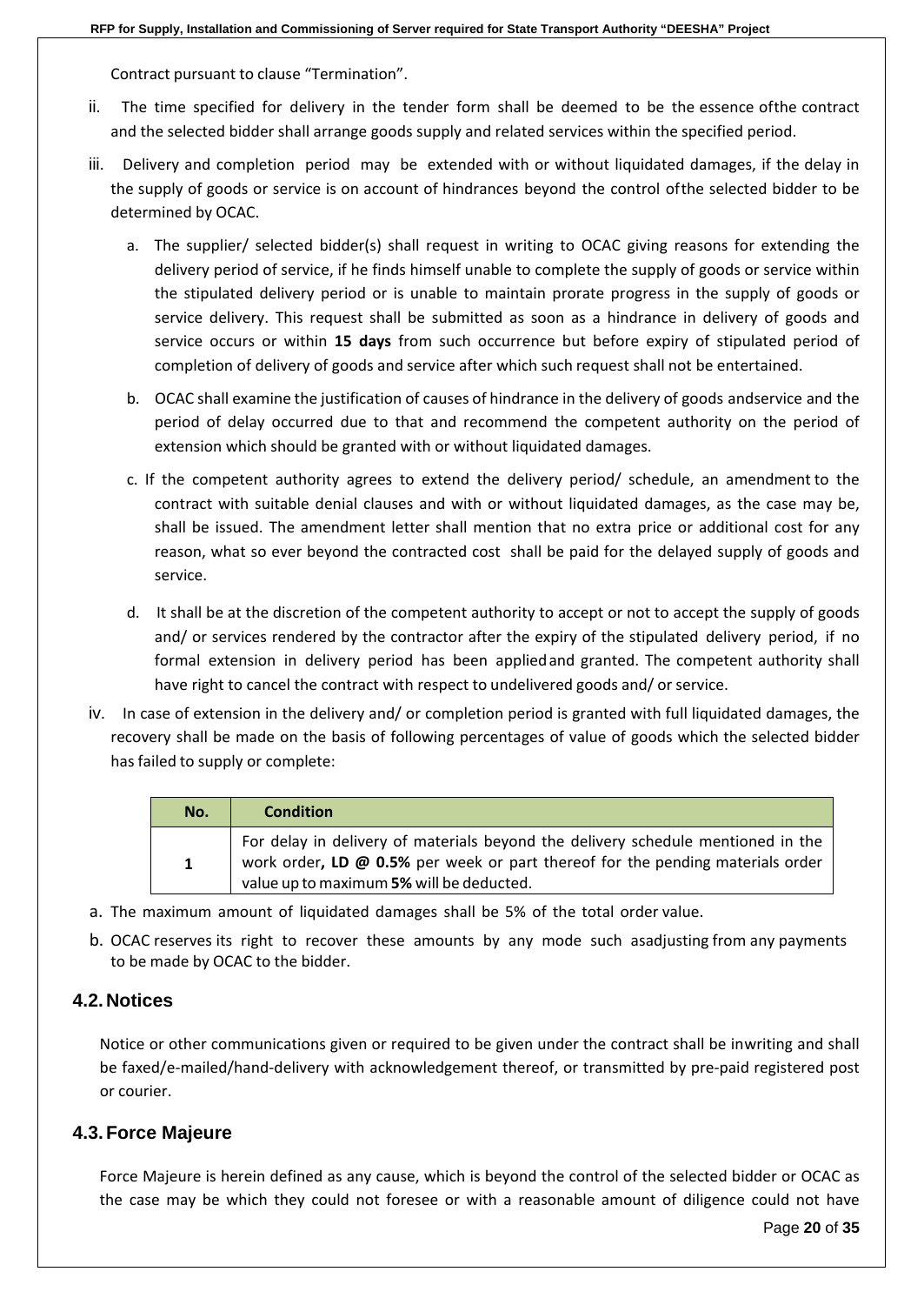Contract pursuant to clause "Termination".

ii. The time specified for delivery in the tender form shall be deemed to be the essence ofthe contract and the selected bidder shall arrange goods supply and related services within the specified period.

iii. Delivery and completion period may be extended with or without liquidated damages, if the delay in the supply of goods or service is on account of hindrances beyond the control ofthe selected bidder to be determined by OCAC.

  a. The supplier/ selected bidder(s) shall request in writing to OCAC giving reasons for extending the delivery period of service, if he finds himself unable to complete the supply of goods or service within the stipulated delivery period or is unable to maintain prorate progress in the supply of goods or service delivery. This request shall be submitted as soon as a hindrance in delivery of goods and service occurs or within **15 days** from such occurrence but before expiry of stipulated period of completion of delivery of goods and service after which such request shall not be entertained.

  b. OCAC shall examine the justification of causes of hindrance in the delivery of goods andservice and the period of delay occurred due to that and recommend the competent authority on the period of extension which should be granted with or without liquidated damages.

  c. If the competent authority agrees to extend the delivery period/ schedule, an amendment to the contract with suitable denial clauses and with or without liquidated damages, as the case may be, shall be issued. The amendment letter shall mention that no extra price or additional cost for any reason, what so ever beyond the contracted cost shall be paid for the delayed supply of goods and service.

  d. It shall be at the discretion of the competent authority to accept or not to accept the supply of goods and/ or services rendered by the contractor after the expiry of the stipulated delivery period, if no formal extension in delivery period has been appliedand granted. The competent authority shall have right to cancel the contract with respect to undelivered goods and/ or service.

iv. In case of extension in the delivery and/ or completion period is granted with full liquidated damages, the recovery shall be made on the basis of following percentages of value of goods which the selected bidder has failed to supply or complete:

| No. | Condition |
|---|---|
| 1 | For delay in delivery of materials beyond the delivery schedule mentioned in the work order**, LD @ 0.5%** per week or part thereof for the pending materials order value up to maximum **5%** will be deducted. |

a. The maximum amount of liquidated damages shall be 5% of the total order value.

b. OCAC reserves its right to recover these amounts by any mode such asadjusting from any payments to be made by OCAC to the bidder.

## 4.2. Notices

Notice or other communications given or required to be given under the contract shall be inwriting and shall be faxed/e-mailed/hand-delivery with acknowledgement thereof, or transmitted by pre-paid registered post or courier.

## 4.3. Force Majeure

Force Majeure is herein defined as any cause, which is beyond the control of the selected bidder or OCAC as the case may be which they could not foresee or with a reasonable amount of diligence could not have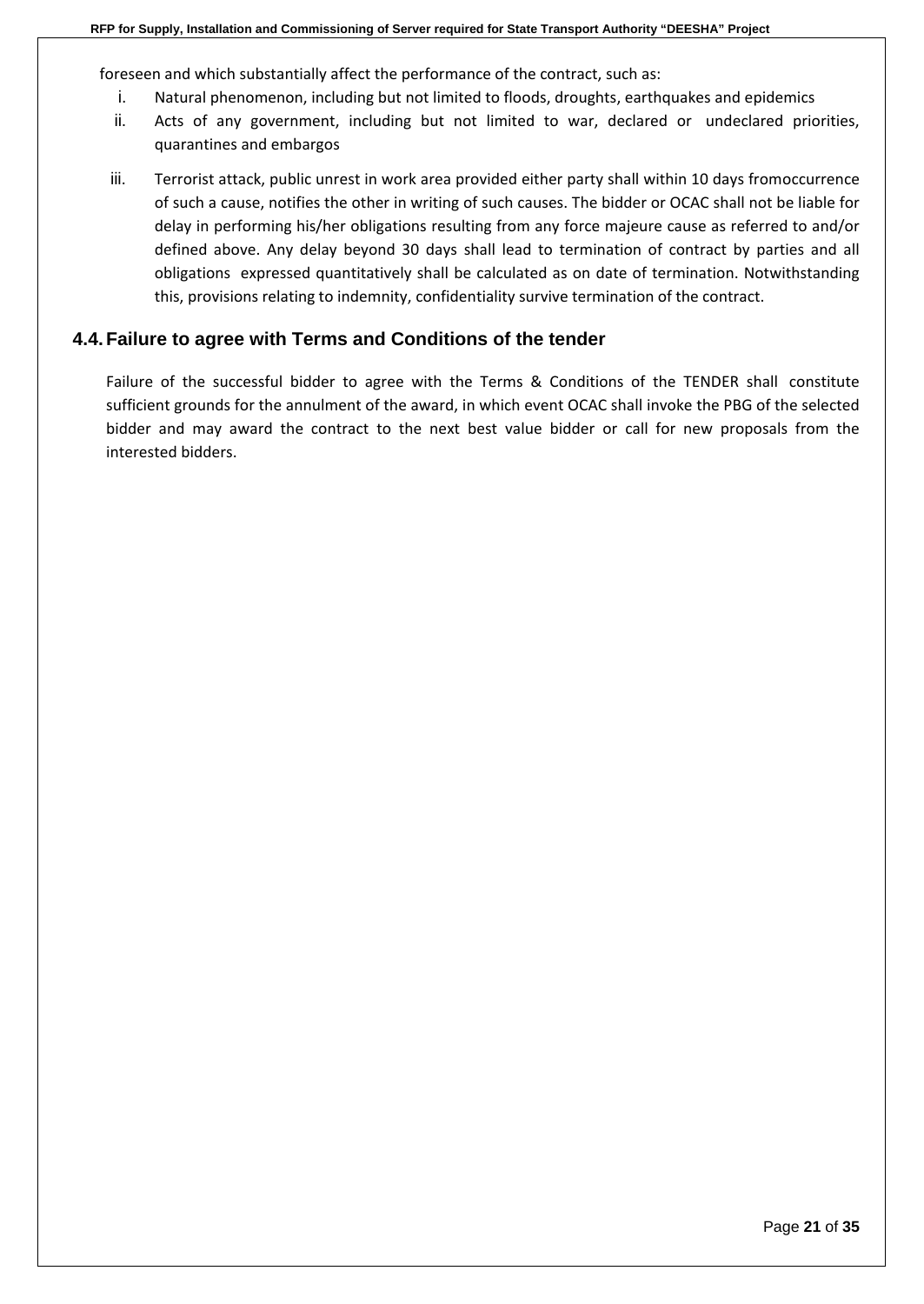foreseen and which substantially affect the performance of the contract, such as:

i. Natural phenomenon, including but not limited to floods, droughts, earthquakes and epidemics
ii. Acts of any government, including but not limited to war, declared or undeclared priorities, quarantines and embargos
iii. Terrorist attack, public unrest in work area provided either party shall within 10 days fromoccurrence of such a cause, notifies the other in writing of such causes. The bidder or OCAC shall not be liable for delay in performing his/her obligations resulting from any force majeure cause as referred to and/or defined above. Any delay beyond 30 days shall lead to termination of contract by parties and all obligations expressed quantitatively shall be calculated as on date of termination. Notwithstanding this, provisions relating to indemnity, confidentiality survive termination of the contract.

## 4.4. Failure to agree with Terms and Conditions of the tender

Failure of the successful bidder to agree with the Terms & Conditions of the TENDER shall constitute sufficient grounds for the annulment of the award, in which event OCAC shall invoke the PBG of the selected bidder and may award the contract to the next best value bidder or call for new proposals from the interested bidders.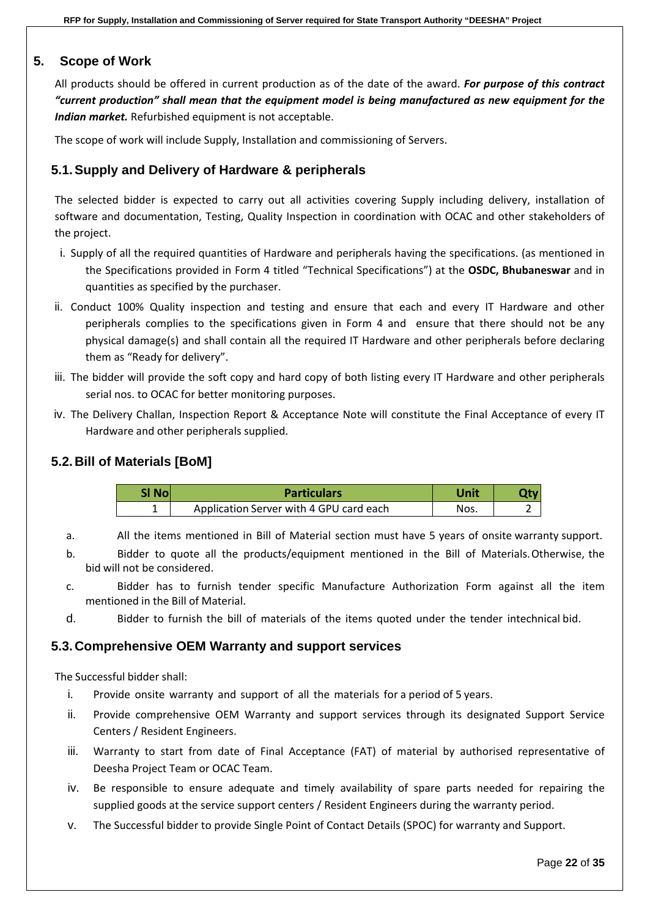# 5. Scope of Work

All products should be offered in current production as of the date of the award. ***For purpose of this contract "current production" shall mean that the equipment model is being manufactured as new equipment for the Indian market.*** Refurbished equipment is not acceptable.

The scope of work will include Supply, Installation and commissioning of Servers.

## 5.1. Supply and Delivery of Hardware & peripherals

The selected bidder is expected to carry out all activities covering Supply including delivery, installation of software and documentation, Testing, Quality Inspection in coordination with OCAC and other stakeholders of the project.

i. Supply of all the required quantities of Hardware and peripherals having the specifications. (as mentioned in the Specifications provided in Form 4 titled "Technical Specifications") at the **OSDC, Bhubaneswar** and in quantities as specified by the purchaser.

ii. Conduct 100% Quality inspection and testing and ensure that each and every IT Hardware and other peripherals complies to the specifications given in Form 4 and ensure that there should not be any physical damage(s) and shall contain all the required IT Hardware and other peripherals before declaring them as "Ready for delivery".

iii. The bidder will provide the soft copy and hard copy of both listing every IT Hardware and other peripherals serial nos. to OCAC for better monitoring purposes.

iv. The Delivery Challan, Inspection Report & Acceptance Note will constitute the Final Acceptance of every IT Hardware and other peripherals supplied.

## 5.2. Bill of Materials [BoM]

| Sl No | Particulars | Unit | Qty |
|---|---|---|---|
| 1 | Application Server with 4 GPU card each | Nos. | 2 |

a. All the items mentioned in Bill of Material section must have 5 years of onsite warranty support.

b. Bidder to quote all the products/equipment mentioned in the Bill of Materials. Otherwise, the bid will not be considered.

c. Bidder has to furnish tender specific Manufacture Authorization Form against all the item mentioned in the Bill of Material.

d. Bidder to furnish the bill of materials of the items quoted under the tender intechnical bid.

## 5.3. Comprehensive OEM Warranty and support services

The Successful bidder shall:

i. Provide onsite warranty and support of all the materials for a period of 5 years.

ii. Provide comprehensive OEM Warranty and support services through its designated Support Service Centers / Resident Engineers.

iii. Warranty to start from date of Final Acceptance (FAT) of material by authorised representative of Deesha Project Team or OCAC Team.

iv. Be responsible to ensure adequate and timely availability of spare parts needed for repairing the supplied goods at the service support centers / Resident Engineers during the warranty period.

v. The Successful bidder to provide Single Point of Contact Details (SPOC) for warranty and Support.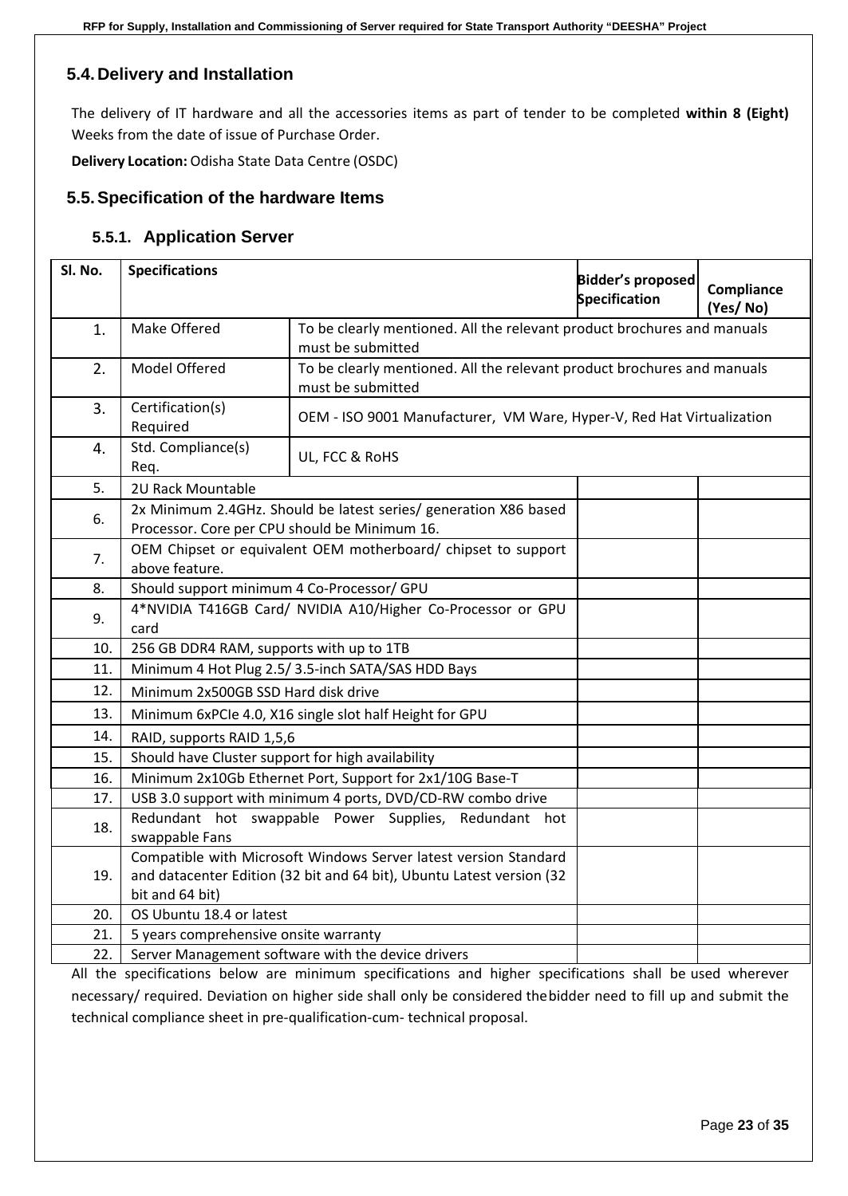## 5.4. Delivery and Installation

The delivery of IT hardware and all the accessories items as part of tender to be completed **within 8 (Eight)** Weeks from the date of issue of Purchase Order.

**Delivery Location:** Odisha State Data Centre (OSDC)

## 5.5. Specification of the hardware Items

### 5.5.1. Application Server

| Sl. No. | Specifications | | Bidder's proposed Specification | Compliance (Yes/ No) |
|---|---|---|---|---|
| 1. | Make Offered | To be clearly mentioned. All the relevant product brochures and manuals must be submitted | | |
| 2. | Model Offered | To be clearly mentioned. All the relevant product brochures and manuals must be submitted | | |
| 3. | Certification(s) Required | OEM - ISO 9001 Manufacturer, VM Ware, Hyper-V, Red Hat Virtualization | | |
| 4. | Std. Compliance(s) Req. | UL, FCC & RoHS | | |
| 5. | 2U Rack Mountable | | | |
| 6. | 2x Minimum 2.4GHz. Should be latest series/ generation X86 based Processor. Core per CPU should be Minimum 16. | | | |
| 7. | OEM Chipset or equivalent OEM motherboard/ chipset to support above feature. | | | |
| 8. | Should support minimum 4 Co-Processor/ GPU | | | |
| 9. | 4*NVIDIA T416GB Card/ NVIDIA A10/Higher Co-Processor or GPU card | | | |
| 10. | 256 GB DDR4 RAM, supports with up to 1TB | | | |
| 11. | Minimum 4 Hot Plug 2.5/ 3.5-inch SATA/SAS HDD Bays | | | |
| 12. | Minimum 2x500GB SSD Hard disk drive | | | |
| 13. | Minimum 6xPCIe 4.0, X16 single slot half Height for GPU | | | |
| 14. | RAID, supports RAID 1,5,6 | | | |
| 15. | Should have Cluster support for high availability | | | |
| 16. | Minimum 2x10Gb Ethernet Port, Support for 2x1/10G Base-T | | | |
| 17. | USB 3.0 support with minimum 4 ports, DVD/CD-RW combo drive | | | |
| 18. | Redundant hot swappable Power Supplies, Redundant hot swappable Fans | | | |
| 19. | Compatible with Microsoft Windows Server latest version Standard and datacenter Edition (32 bit and 64 bit), Ubuntu Latest version (32 bit and 64 bit) | | | |
| 20. | OS Ubuntu 18.4 or latest | | | |
| 21. | 5 years comprehensive onsite warranty | | | |
| 22. | Server Management software with the device drivers | | | |

All the specifications below are minimum specifications and higher specifications shall be used wherever necessary/ required. Deviation on higher side shall only be considered thebidder need to fill up and submit the technical compliance sheet in pre-qualification-cum- technical proposal.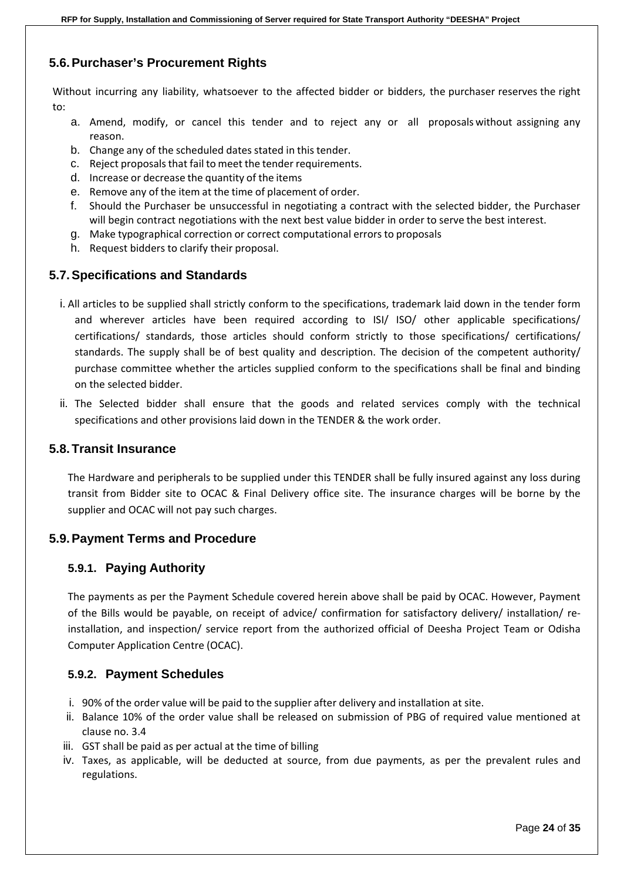## 5.6. Purchaser's Procurement Rights

Without incurring any liability, whatsoever to the affected bidder or bidders, the purchaser reserves the right to:

a. Amend, modify, or cancel this tender and to reject any or all proposals without assigning any reason.
b. Change any of the scheduled dates stated in this tender.
c. Reject proposals that fail to meet the tender requirements.
d. Increase or decrease the quantity of the items
e. Remove any of the item at the time of placement of order.
f. Should the Purchaser be unsuccessful in negotiating a contract with the selected bidder, the Purchaser will begin contract negotiations with the next best value bidder in order to serve the best interest.
g. Make typographical correction or correct computational errors to proposals
h. Request bidders to clarify their proposal.

## 5.7. Specifications and Standards

i. All articles to be supplied shall strictly conform to the specifications, trademark laid down in the tender form and wherever articles have been required according to ISI/ ISO/ other applicable specifications/ certifications/ standards, those articles should conform strictly to those specifications/ certifications/ standards. The supply shall be of best quality and description. The decision of the competent authority/ purchase committee whether the articles supplied conform to the specifications shall be final and binding on the selected bidder.

ii. The Selected bidder shall ensure that the goods and related services comply with the technical specifications and other provisions laid down in the TENDER & the work order.

## 5.8. Transit Insurance

The Hardware and peripherals to be supplied under this TENDER shall be fully insured against any loss during transit from Bidder site to OCAC & Final Delivery office site. The insurance charges will be borne by the supplier and OCAC will not pay such charges.

## 5.9. Payment Terms and Procedure

### 5.9.1. Paying Authority

The payments as per the Payment Schedule covered herein above shall be paid by OCAC. However, Payment of the Bills would be payable, on receipt of advice/ confirmation for satisfactory delivery/ installation/ re-installation, and inspection/ service report from the authorized official of Deesha Project Team or Odisha Computer Application Centre (OCAC).

### 5.9.2. Payment Schedules

i. 90% of the order value will be paid to the supplier after delivery and installation at site.
ii. Balance 10% of the order value shall be released on submission of PBG of required value mentioned at clause no. 3.4
iii. GST shall be paid as per actual at the time of billing
iv. Taxes, as applicable, will be deducted at source, from due payments, as per the prevalent rules and regulations.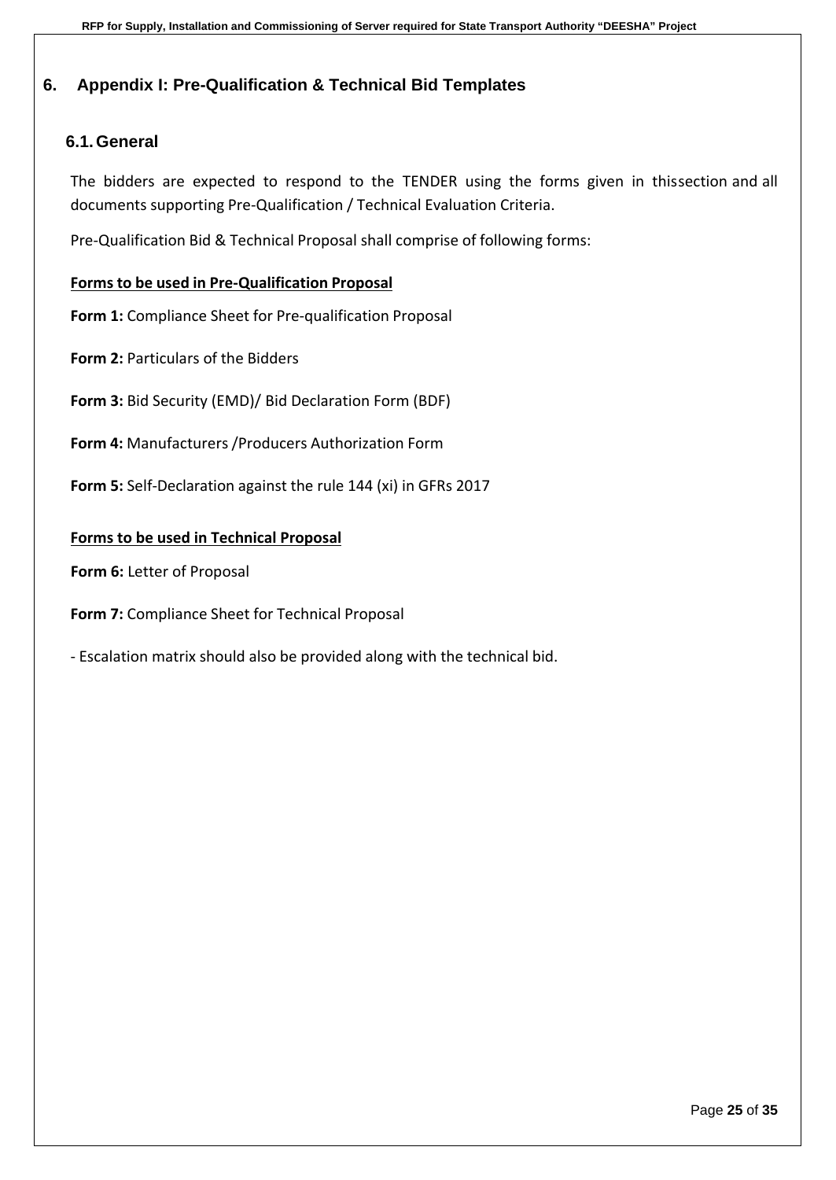# 6. Appendix I: Pre-Qualification & Technical Bid Templates

## 6.1. General

The bidders are expected to respond to the TENDER using the forms given in thissection and all documents supporting Pre-Qualification / Technical Evaluation Criteria.

Pre-Qualification Bid & Technical Proposal shall comprise of following forms:

**Forms to be used in Pre-Qualification Proposal**

**Form 1:** Compliance Sheet for Pre-qualification Proposal

**Form 2:** Particulars of the Bidders

**Form 3:** Bid Security (EMD)/ Bid Declaration Form (BDF)

**Form 4:** Manufacturers /Producers Authorization Form

**Form 5:** Self-Declaration against the rule 144 (xi) in GFRs 2017

**Forms to be used in Technical Proposal**

**Form 6:** Letter of Proposal

**Form 7:** Compliance Sheet for Technical Proposal

- Escalation matrix should also be provided along with the technical bid.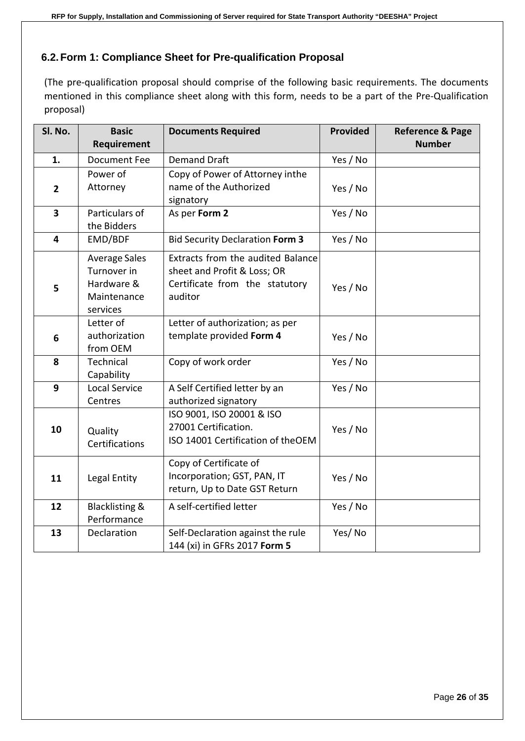## 6.2. Form 1: Compliance Sheet for Pre-qualification Proposal

(The pre-qualification proposal should comprise of the following basic requirements. The documents mentioned in this compliance sheet along with this form, needs to be a part of the Pre-Qualification proposal)

| Sl. No. | Basic Requirement | Documents Required | Provided | Reference & Page Number |
|---|---|---|---|---|
| 1. | Document Fee | Demand Draft | Yes / No | |
| 2 | Power of Attorney | Copy of Power of Attorney inthe name of the Authorized signatory | Yes / No | |
| 3 | Particulars of the Bidders | As per **Form 2** | Yes / No | |
| 4 | EMD/BDF | Bid Security Declaration **Form 3** | Yes / No | |
| 5 | Average Sales Turnover in Hardware & Maintenance services | Extracts from the audited Balance sheet and Profit & Loss; OR Certificate from the statutory auditor | Yes / No | |
| 6 | Letter of authorization from OEM | Letter of authorization; as per template provided **Form 4** | Yes / No | |
| 8 | Technical Capability | Copy of work order | Yes / No | |
| 9 | Local Service Centres | A Self Certified letter by an authorized signatory | Yes / No | |
| 10 | Quality Certifications | ISO 9001, ISO 20001 & ISO 27001 Certification. ISO 14001 Certification of theOEM | Yes / No | |
| 11 | Legal Entity | Copy of Certificate of Incorporation; GST, PAN, IT return, Up to Date GST Return | Yes / No | |
| 12 | Blacklisting & Performance | A self-certified letter | Yes / No | |
| 13 | Declaration | Self-Declaration against the rule 144 (xi) in GFRs 2017 **Form 5** | Yes/ No | |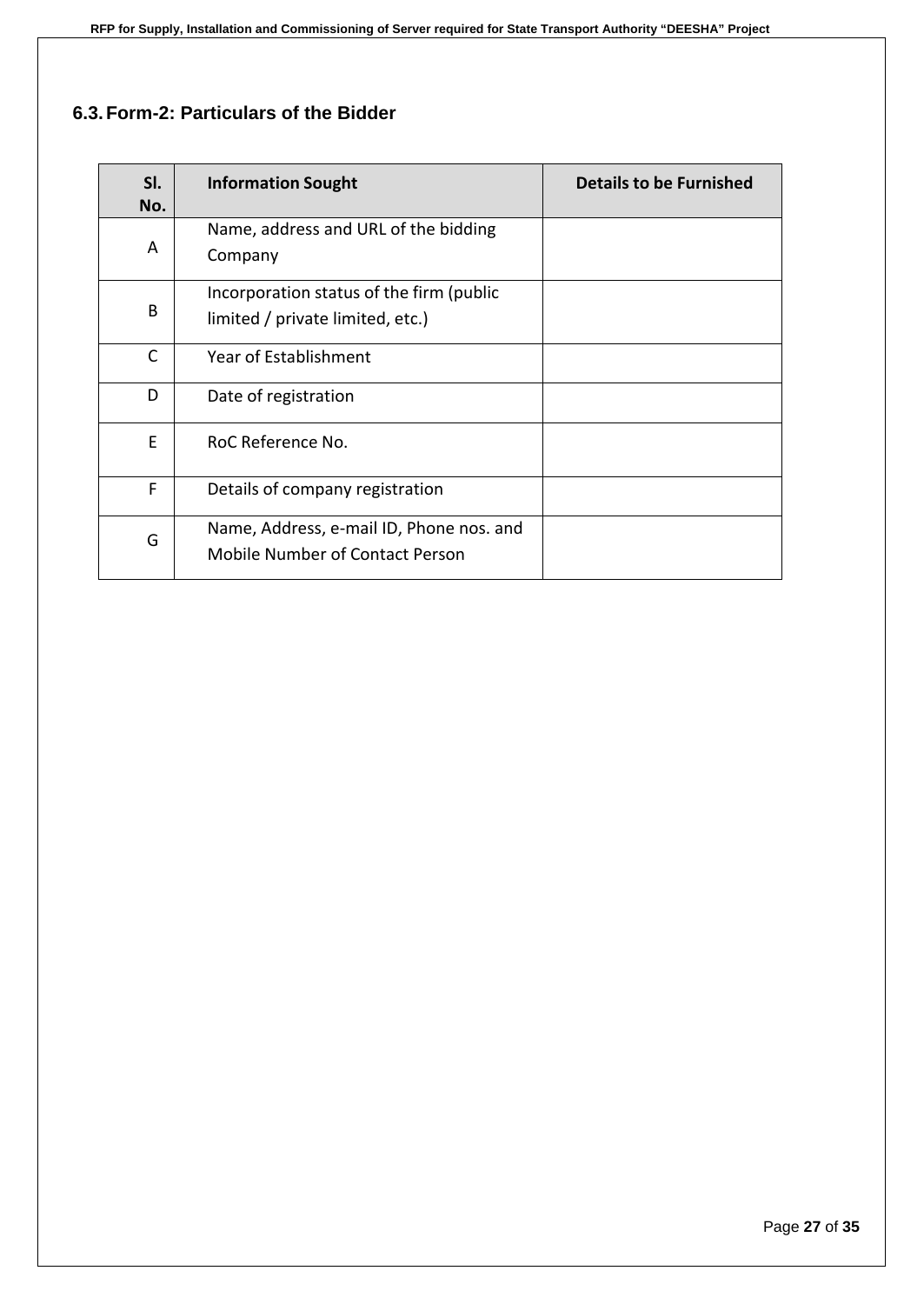## 6.3. Form-2: Particulars of the Bidder

| Sl. No. | Information Sought | Details to be Furnished |
|---|---|---|
| A | Name, address and URL of the bidding Company | |
| B | Incorporation status of the firm (public limited / private limited, etc.) | |
| C | Year of Establishment | |
| D | Date of registration | |
| E | RoC Reference No. | |
| F | Details of company registration | |
| G | Name, Address, e-mail ID, Phone nos. and Mobile Number of Contact Person | |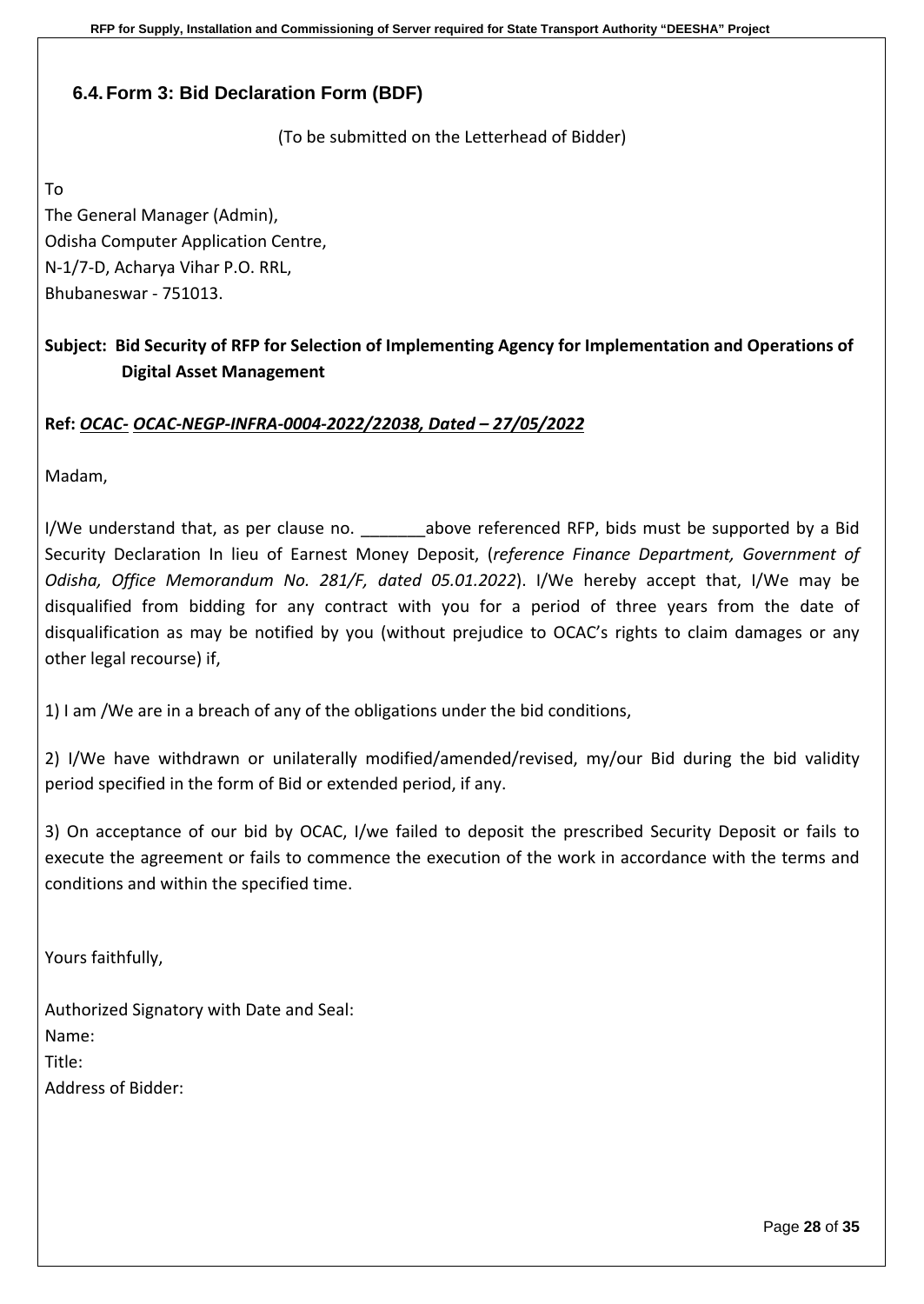## 6.4. Form 3: Bid Declaration Form (BDF)

(To be submitted on the Letterhead of Bidder)

To
The General Manager (Admin),
Odisha Computer Application Centre,
N-1/7-D, Acharya Vihar P.O. RRL,
Bhubaneswar - 751013.

**Subject: Bid Security of RFP for Selection of Implementing Agency for Implementation and Operations of Digital Asset Management**

**Ref: _OCAC- OCAC-NEGP-INFRA-0004-2022/22038, Dated – 27/05/2022_**

Madam,

I/We understand that, as per clause no. _______above referenced RFP, bids must be supported by a Bid Security Declaration In lieu of Earnest Money Deposit, (*reference Finance Department, Government of Odisha, Office Memorandum No. 281/F, dated 05.01.2022*). I/We hereby accept that, I/We may be disqualified from bidding for any contract with you for a period of three years from the date of disqualification as may be notified by you (without prejudice to OCAC's rights to claim damages or any other legal recourse) if,

1) I am /We are in a breach of any of the obligations under the bid conditions,

2) I/We have withdrawn or unilaterally modified/amended/revised, my/our Bid during the bid validity period specified in the form of Bid or extended period, if any.

3) On acceptance of our bid by OCAC, I/we failed to deposit the prescribed Security Deposit or fails to execute the agreement or fails to commence the execution of the work in accordance with the terms and conditions and within the specified time.

Yours faithfully,

Authorized Signatory with Date and Seal:
Name:
Title:
Address of Bidder: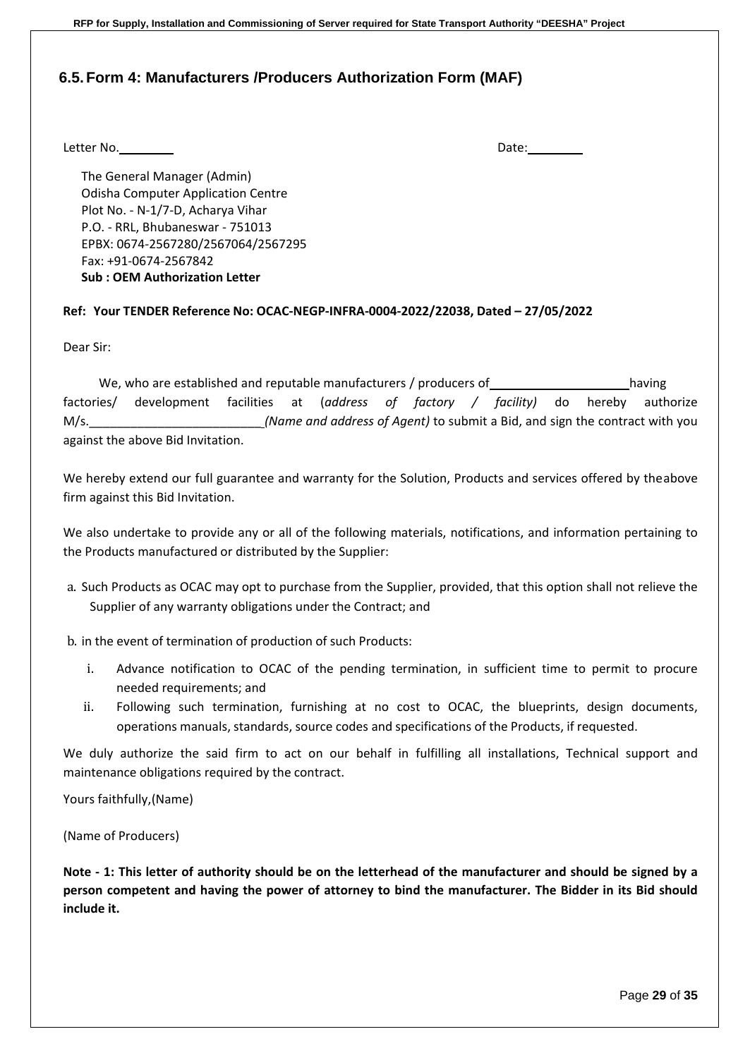## 6.5. Form 4: Manufacturers /Producers Authorization Form (MAF)

Letter No.________ Date:________

The General Manager (Admin)
Odisha Computer Application Centre
Plot No. - N-1/7-D, Acharya Vihar
P.O. - RRL, Bhubaneswar - 751013
EPBX: 0674-2567280/2567064/2567295
Fax: +91-0674-2567842
**Sub : OEM Authorization Letter**

**Ref: Your TENDER Reference No: OCAC-NEGP-INFRA-0004-2022/22038, Dated – 27/05/2022**

Dear Sir:

We, who are established and reputable manufacturers / producers of____________________having factories/ development facilities at (*address of factory / facility)* do hereby authorize M/s.__________________________*(Name and address of Agent)* to submit a Bid, and sign the contract with you against the above Bid Invitation.

We hereby extend our full guarantee and warranty for the Solution, Products and services offered by theabove firm against this Bid Invitation.

We also undertake to provide any or all of the following materials, notifications, and information pertaining to the Products manufactured or distributed by the Supplier:

a. Such Products as OCAC may opt to purchase from the Supplier, provided, that this option shall not relieve the Supplier of any warranty obligations under the Contract; and

b. in the event of termination of production of such Products:

   i. Advance notification to OCAC of the pending termination, in sufficient time to permit to procure needed requirements; and
   ii. Following such termination, furnishing at no cost to OCAC, the blueprints, design documents, operations manuals, standards, source codes and specifications of the Products, if requested.

We duly authorize the said firm to act on our behalf in fulfilling all installations, Technical support and maintenance obligations required by the contract.

Yours faithfully,(Name)

(Name of Producers)

**Note - 1: This letter of authority should be on the letterhead of the manufacturer and should be signed by a person competent and having the power of attorney to bind the manufacturer. The Bidder in its Bid should include it.**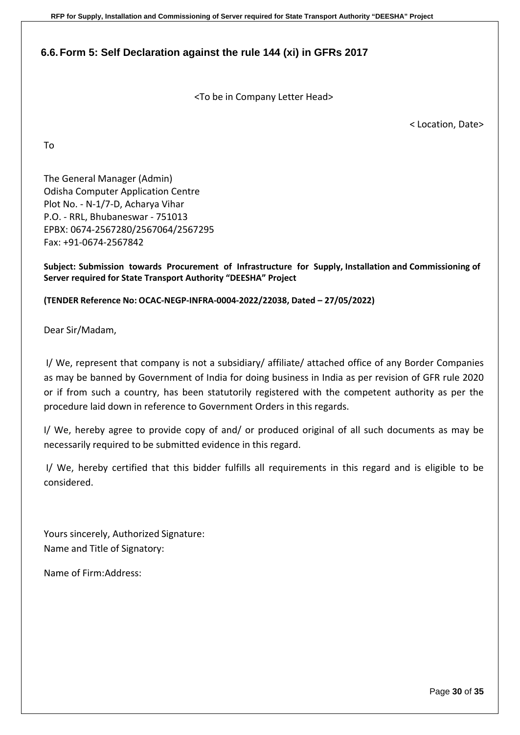## 6.6. Form 5: Self Declaration against the rule 144 (xi) in GFRs 2017

<To be in Company Letter Head>

< Location, Date>

To

The General Manager (Admin)
Odisha Computer Application Centre
Plot No. - N-1/7-D, Acharya Vihar
P.O. - RRL, Bhubaneswar - 751013
EPBX: 0674-2567280/2567064/2567295
Fax: +91-0674-2567842

**Subject: Submission towards Procurement of Infrastructure for Supply, Installation and Commissioning of Server required for State Transport Authority "DEESHA" Project**

**(TENDER Reference No: OCAC-NEGP-INFRA-0004-2022/22038, Dated – 27/05/2022)**

Dear Sir/Madam,

I/ We, represent that company is not a subsidiary/ affiliate/ attached office of any Border Companies as may be banned by Government of India for doing business in India as per revision of GFR rule 2020 or if from such a country, has been statutorily registered with the competent authority as per the procedure laid down in reference to Government Orders in this regards.

I/ We, hereby agree to provide copy of and/ or produced original of all such documents as may be necessarily required to be submitted evidence in this regard.

I/ We, hereby certified that this bidder fulfills all requirements in this regard and is eligible to be considered.

Yours sincerely, Authorized Signature:
Name and Title of Signatory:

Name of Firm:Address: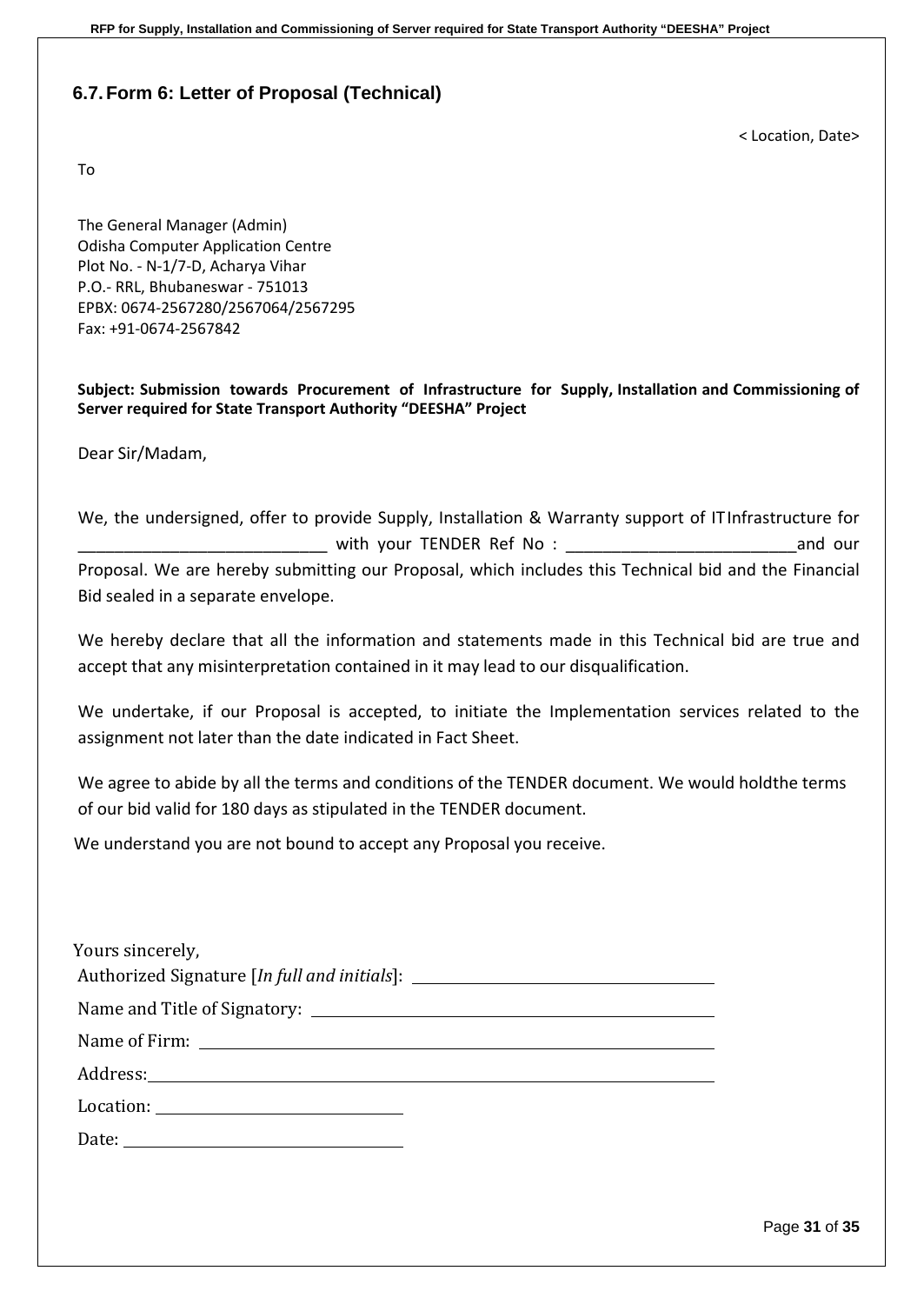## 6.7. Form 6: Letter of Proposal (Technical)

< Location, Date>

To

The General Manager (Admin)
Odisha Computer Application Centre
Plot No. - N-1/7-D, Acharya Vihar
P.O.- RRL, Bhubaneswar - 751013
EPBX: 0674-2567280/2567064/2567295
Fax: +91-0674-2567842

**Subject: Submission towards Procurement of Infrastructure for Supply, Installation and Commissioning of Server required for State Transport Authority "DEESHA" Project**

Dear Sir/Madam,

We, the undersigned, offer to provide Supply, Installation & Warranty support of IT Infrastructure for ___________________________ with your TENDER Ref No : _________________________and our Proposal. We are hereby submitting our Proposal, which includes this Technical bid and the Financial Bid sealed in a separate envelope.

We hereby declare that all the information and statements made in this Technical bid are true and accept that any misinterpretation contained in it may lead to our disqualification.

We undertake, if our Proposal is accepted, to initiate the Implementation services related to the assignment not later than the date indicated in Fact Sheet.

We agree to abide by all the terms and conditions of the TENDER document. We would holdthe terms of our bid valid for 180 days as stipulated in the TENDER document.

We understand you are not bound to accept any Proposal you receive.

Yours sincerely,

Authorized Signature [*In full and initials*]: ______________________

Name and Title of Signatory: ______________________

Name of Firm: ______________________

Address: ______________________

Location: ______________________

Date: ______________________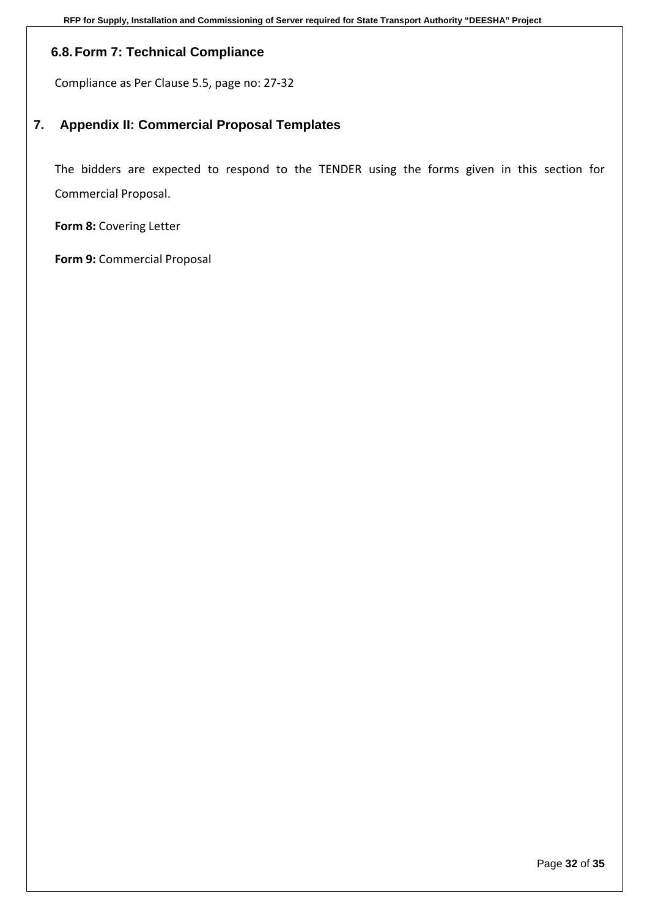### 6.8. Form 7: Technical Compliance

Compliance as Per Clause 5.5, page no: 27-32

## 7. Appendix II: Commercial Proposal Templates

The bidders are expected to respond to the TENDER using the forms given in this section for Commercial Proposal.

**Form 8:** Covering Letter

**Form 9:** Commercial Proposal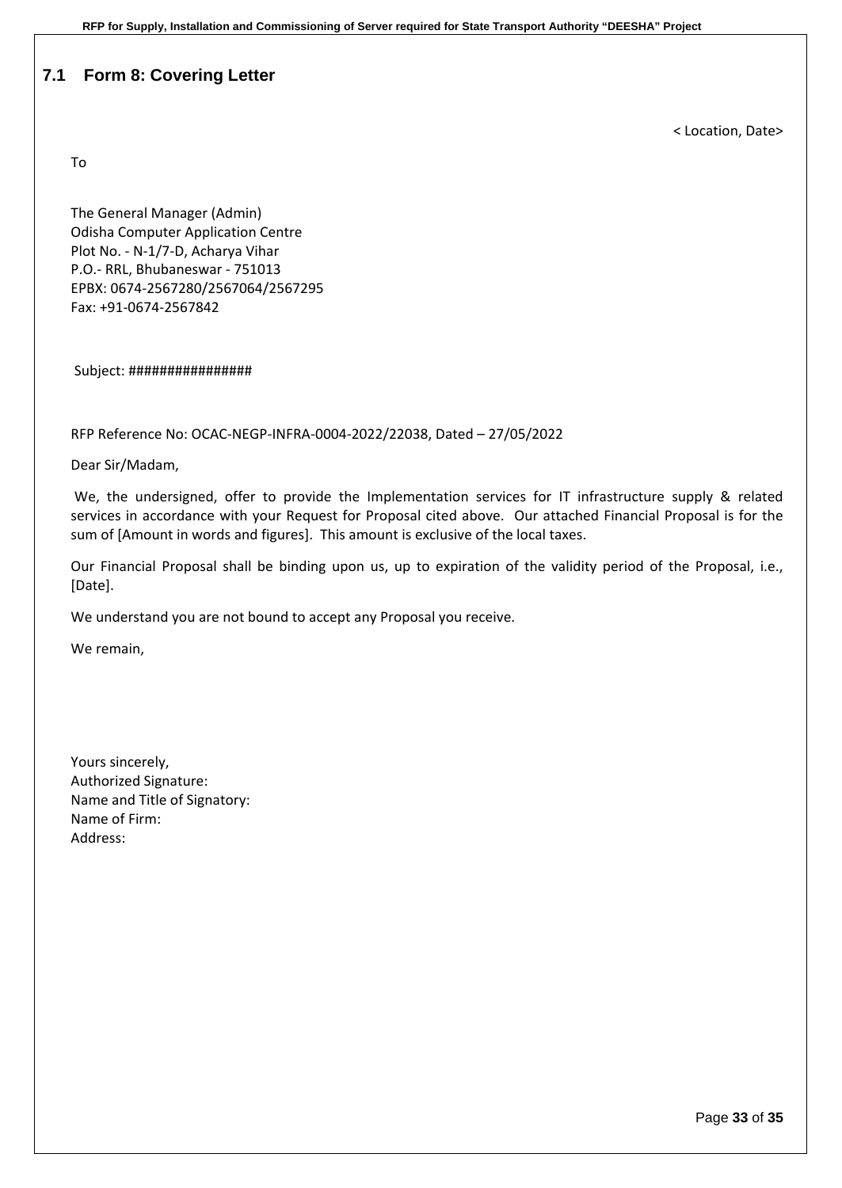## 7.1 Form 8: Covering Letter

< Location, Date>

To

The General Manager (Admin)
Odisha Computer Application Centre
Plot No. - N-1/7-D, Acharya Vihar
P.O.- RRL, Bhubaneswar - 751013
EPBX: 0674-2567280/2567064/2567295
Fax: +91-0674-2567842

Subject: ################

RFP Reference No: OCAC-NEGP-INFRA-0004-2022/22038, Dated – 27/05/2022

Dear Sir/Madam,

We, the undersigned, offer to provide the Implementation services for IT infrastructure supply & related services in accordance with your Request for Proposal cited above. Our attached Financial Proposal is for the sum of [Amount in words and figures]. This amount is exclusive of the local taxes.

Our Financial Proposal shall be binding upon us, up to expiration of the validity period of the Proposal, i.e., [Date].

We understand you are not bound to accept any Proposal you receive.

We remain,

Yours sincerely,
Authorized Signature:
Name and Title of Signatory:
Name of Firm:
Address: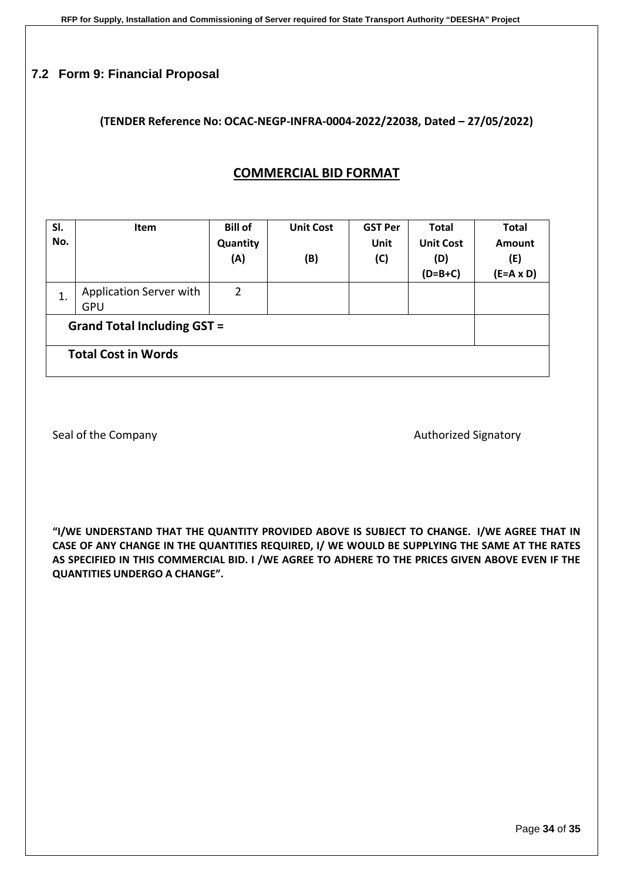## 7.2 Form 9: Financial Proposal

**(TENDER Reference No: OCAC-NEGP-INFRA-0004-2022/22038, Dated – 27/05/2022)**

**COMMERCIAL BID FORMAT**

| Sl. No. | Item | Bill of Quantity (A) | Unit Cost (B) | GST Per Unit (C) | Total Unit Cost (D) (D=B+C) | Total Amount (E) (E=A x D) |
|---|---|---|---|---|---|---|
| 1. | Application Server with GPU | 2 | | | | |
| **Grand Total Including GST =** | | | | | | |
| **Total Cost in Words** | | | | | | |

Seal of the Company

Authorized Signatory

**"I/WE UNDERSTAND THAT THE QUANTITY PROVIDED ABOVE IS SUBJECT TO CHANGE. I/WE AGREE THAT IN CASE OF ANY CHANGE IN THE QUANTITIES REQUIRED, I/ WE WOULD BE SUPPLYING THE SAME AT THE RATES AS SPECIFIED IN THIS COMMERCIAL BID. I /WE AGREE TO ADHERE TO THE PRICES GIVEN ABOVE EVEN IF THE QUANTITIES UNDERGO A CHANGE".**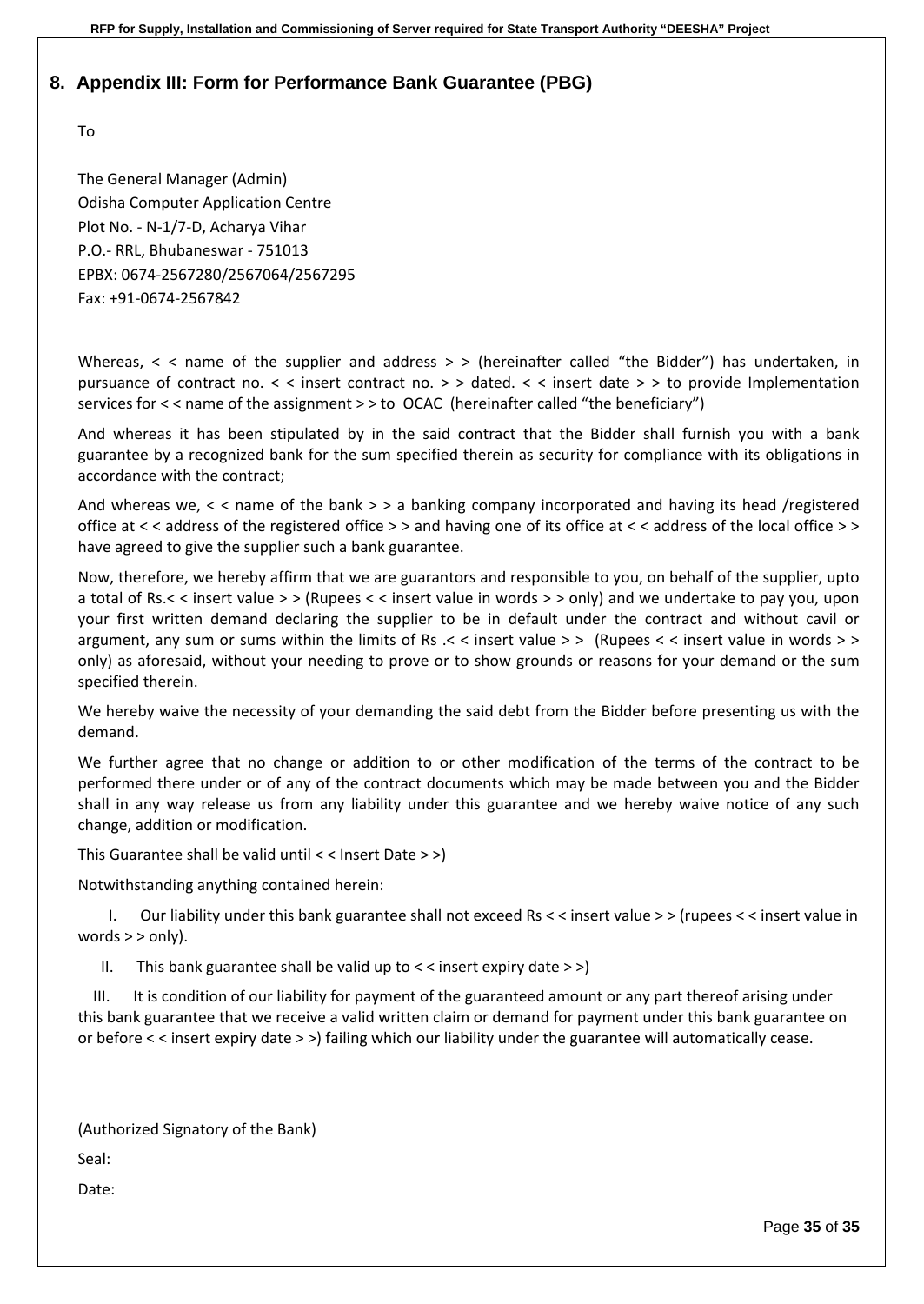## 8. Appendix III: Form for Performance Bank Guarantee (PBG)

To

The General Manager (Admin)
Odisha Computer Application Centre
Plot No. - N-1/7-D, Acharya Vihar
P.O.- RRL, Bhubaneswar - 751013
EPBX: 0674-2567280/2567064/2567295
Fax: +91-0674-2567842

Whereas, < < name of the supplier and address > > (hereinafter called "the Bidder") has undertaken, in pursuance of contract no. < < insert contract no. > > dated. < < insert date > > to provide Implementation services for < < name of the assignment > > to OCAC (hereinafter called "the beneficiary")

And whereas it has been stipulated by in the said contract that the Bidder shall furnish you with a bank guarantee by a recognized bank for the sum specified therein as security for compliance with its obligations in accordance with the contract;

And whereas we, < < name of the bank > > a banking company incorporated and having its head /registered office at < < address of the registered office > > and having one of its office at < < address of the local office > > have agreed to give the supplier such a bank guarantee.

Now, therefore, we hereby affirm that we are guarantors and responsible to you, on behalf of the supplier, upto a total of Rs.< < insert value > > (Rupees < < insert value in words > > only) and we undertake to pay you, upon your first written demand declaring the supplier to be in default under the contract and without cavil or argument, any sum or sums within the limits of Rs .< < insert value > > (Rupees < < insert value in words > > only) as aforesaid, without your needing to prove or to show grounds or reasons for your demand or the sum specified therein.

We hereby waive the necessity of your demanding the said debt from the Bidder before presenting us with the demand.

We further agree that no change or addition to or other modification of the terms of the contract to be performed there under or of any of the contract documents which may be made between you and the Bidder shall in any way release us from any liability under this guarantee and we hereby waive notice of any such change, addition or modification.

This Guarantee shall be valid until < < Insert Date > >)

Notwithstanding anything contained herein:

I. Our liability under this bank guarantee shall not exceed Rs < < insert value > > (rupees < < insert value in words > > only).

II. This bank guarantee shall be valid up to < < insert expiry date > >)

III. It is condition of our liability for payment of the guaranteed amount or any part thereof arising under this bank guarantee that we receive a valid written claim or demand for payment under this bank guarantee on or before < < insert expiry date > >) failing which our liability under the guarantee will automatically cease.

(Authorized Signatory of the Bank)

Seal:

Date: